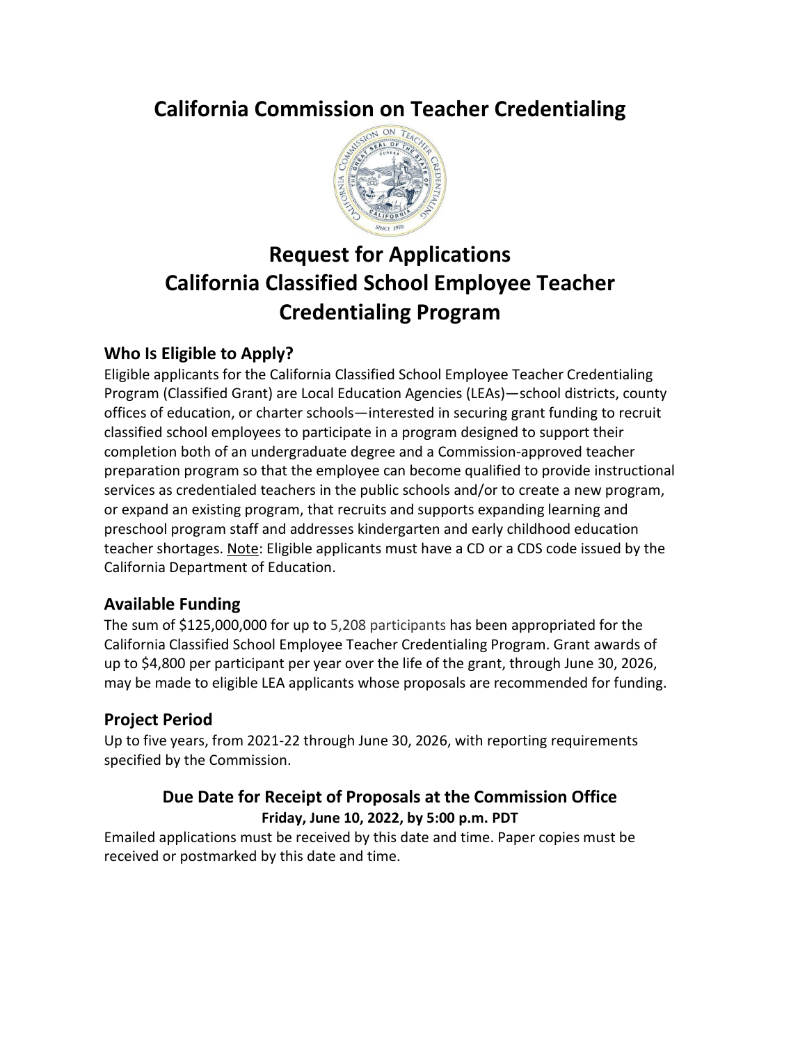# California Commission on Teacher Credentialing

# Request for Applications California Classified School Employee Teacher Credentialing Program

## Who Is Eligible to Apply?

Eligible applicants for the California Classified School Employee Teacher Credentialing Program (Classified Grant) are Local Education Agencies (LEAs)—school districts, county offices of education, or charter schools—interested in securing grant funding to recruit classified school employees to participate in a program designed to support their completion both of an undergraduate degree and a Commission-approved teacher preparation program so that the employee can become qualified to provide instructional services as credentialed teachers in the public schools and/or to create a new program, or expand an existing program, that recruits and supports expanding learning and preschool program staff and addresses kindergarten and early childhood education teacher shortages. Note: Eligible applicants must have a CD or a CDS code issued by the California Department of Education.

## Available Funding

The sum of $125,000,000 for up to 5,208 participants has been appropriated for the California Classified School Employee Teacher Credentialing Program. Grant awards of up to $4,800 per participant per year over the life of the grant, through June 30, 2026, may be made to eligible LEA applicants whose proposals are recommended for funding.

## Project Period

Up to five years, from 2021-22 through June 30, 2026, with reporting requirements specified by the Commission.

### Due Date for Receipt of Proposals at the Commission Office

**Friday, June 10, 2022, by 5:00 p.m. PDT**

Emailed applications must be received by this date and time. Paper copies must be received or postmarked by this date and time.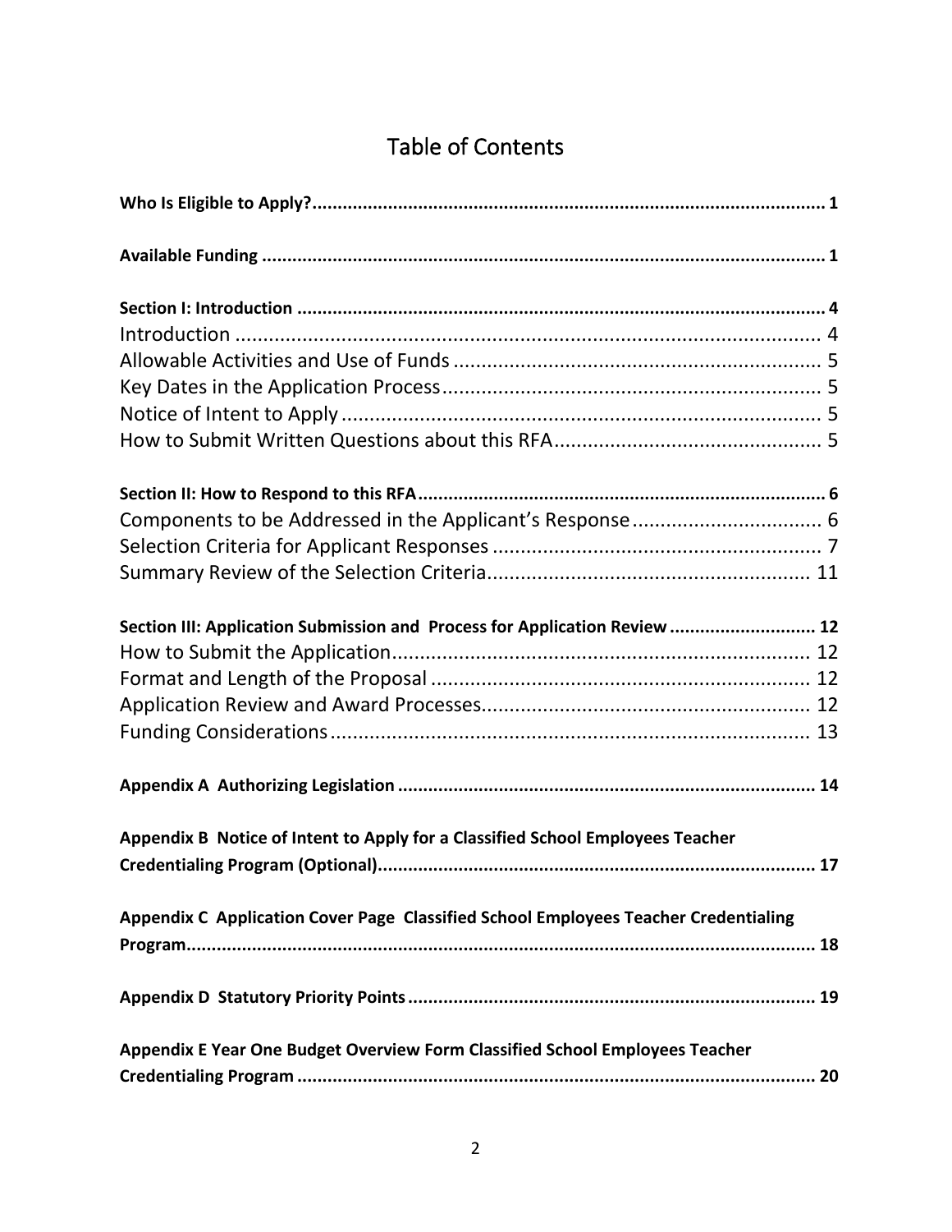# Table of Contents

**Who Is Eligible to Apply? ..... 1**

**Available Funding ..... 1**

**Section I: Introduction ..... 4**

Introduction ..... 4
Allowable Activities and Use of Funds ..... 5
Key Dates in the Application Process ..... 5
Notice of Intent to Apply ..... 5
How to Submit Written Questions about this RFA ..... 5

**Section II: How to Respond to this RFA ..... 6**

Components to be Addressed in the Applicant's Response ..... 6
Selection Criteria for Applicant Responses ..... 7
Summary Review of the Selection Criteria ..... 11

**Section III: Application Submission and Process for Application Review ..... 12**

How to Submit the Application ..... 12
Format and Length of the Proposal ..... 12
Application Review and Award Processes ..... 12
Funding Considerations ..... 13

**Appendix A Authorizing Legislation ..... 14**

**Appendix B Notice of Intent to Apply for a Classified School Employees Teacher Credentialing Program (Optional) ..... 17**

**Appendix C Application Cover Page Classified School Employees Teacher Credentialing Program ..... 18**

**Appendix D Statutory Priority Points ..... 19**

**Appendix E Year One Budget Overview Form Classified School Employees Teacher Credentialing Program ..... 20**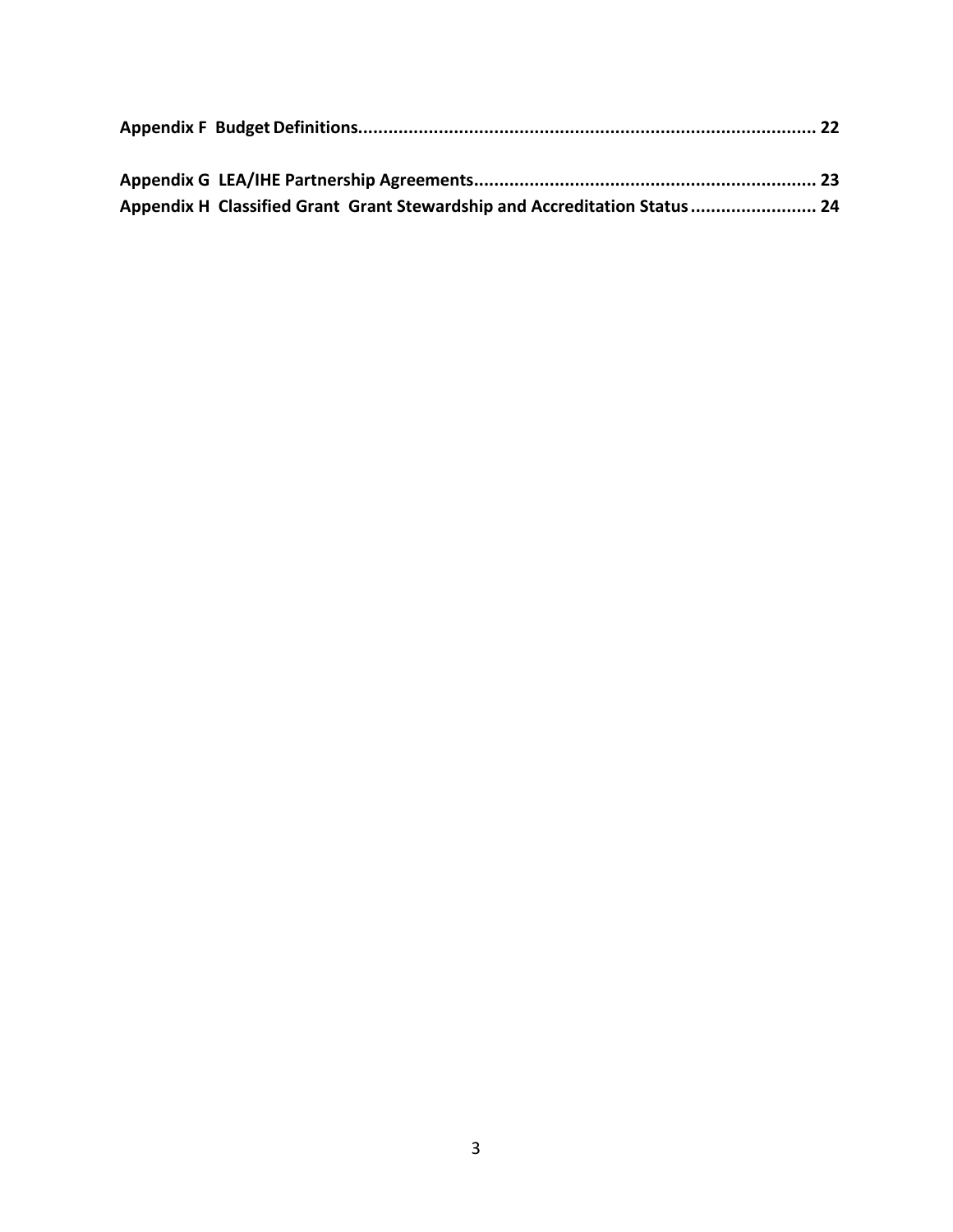**Appendix F Budget Definitions......................................................................................... 22**

**Appendix G LEA/IHE Partnership Agreements.................................................................. 23**
**Appendix H Classified Grant Grant Stewardship and Accreditation Status......................... 24**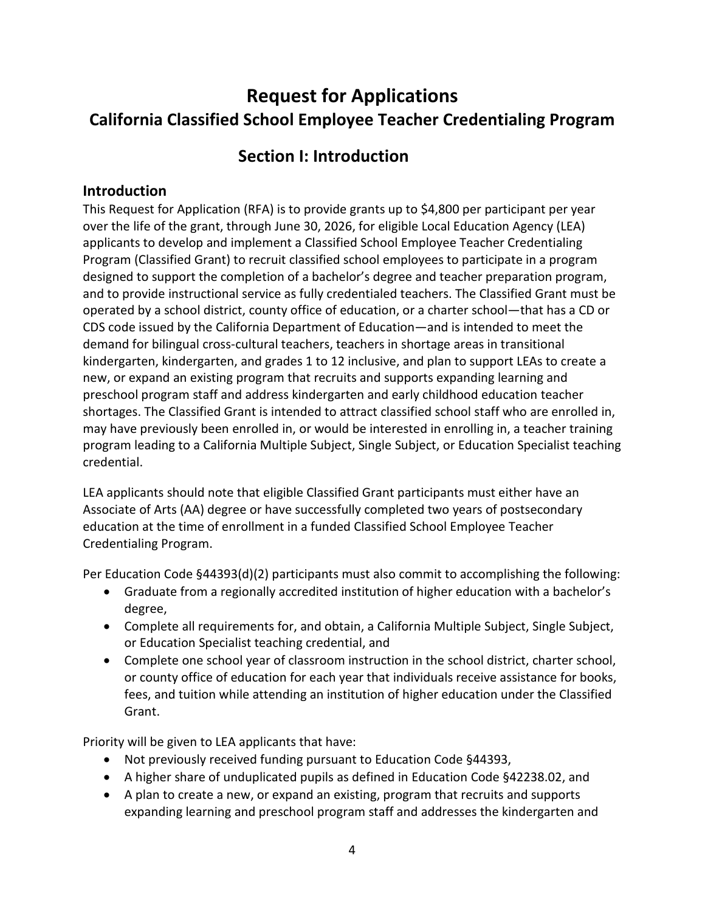# Request for Applications

## California Classified School Employee Teacher Credentialing Program

## Section I: Introduction

### Introduction

This Request for Application (RFA) is to provide grants up to $4,800 per participant per year over the life of the grant, through June 30, 2026, for eligible Local Education Agency (LEA) applicants to develop and implement a Classified School Employee Teacher Credentialing Program (Classified Grant) to recruit classified school employees to participate in a program designed to support the completion of a bachelor's degree and teacher preparation program, and to provide instructional service as fully credentialed teachers. The Classified Grant must be operated by a school district, county office of education, or a charter school—that has a CD or CDS code issued by the California Department of Education—and is intended to meet the demand for bilingual cross-cultural teachers, teachers in shortage areas in transitional kindergarten, kindergarten, and grades 1 to 12 inclusive, and plan to support LEAs to create a new, or expand an existing program that recruits and supports expanding learning and preschool program staff and address kindergarten and early childhood education teacher shortages. The Classified Grant is intended to attract classified school staff who are enrolled in, may have previously been enrolled in, or would be interested in enrolling in, a teacher training program leading to a California Multiple Subject, Single Subject, or Education Specialist teaching credential.

LEA applicants should note that eligible Classified Grant participants must either have an Associate of Arts (AA) degree or have successfully completed two years of postsecondary education at the time of enrollment in a funded Classified School Employee Teacher Credentialing Program.

Per Education Code §44393(d)(2) participants must also commit to accomplishing the following:

- Graduate from a regionally accredited institution of higher education with a bachelor's degree,
- Complete all requirements for, and obtain, a California Multiple Subject, Single Subject, or Education Specialist teaching credential, and
- Complete one school year of classroom instruction in the school district, charter school, or county office of education for each year that individuals receive assistance for books, fees, and tuition while attending an institution of higher education under the Classified Grant.

Priority will be given to LEA applicants that have:

- Not previously received funding pursuant to Education Code §44393,
- A higher share of unduplicated pupils as defined in Education Code §42238.02, and
- A plan to create a new, or expand an existing, program that recruits and supports expanding learning and preschool program staff and addresses the kindergarten and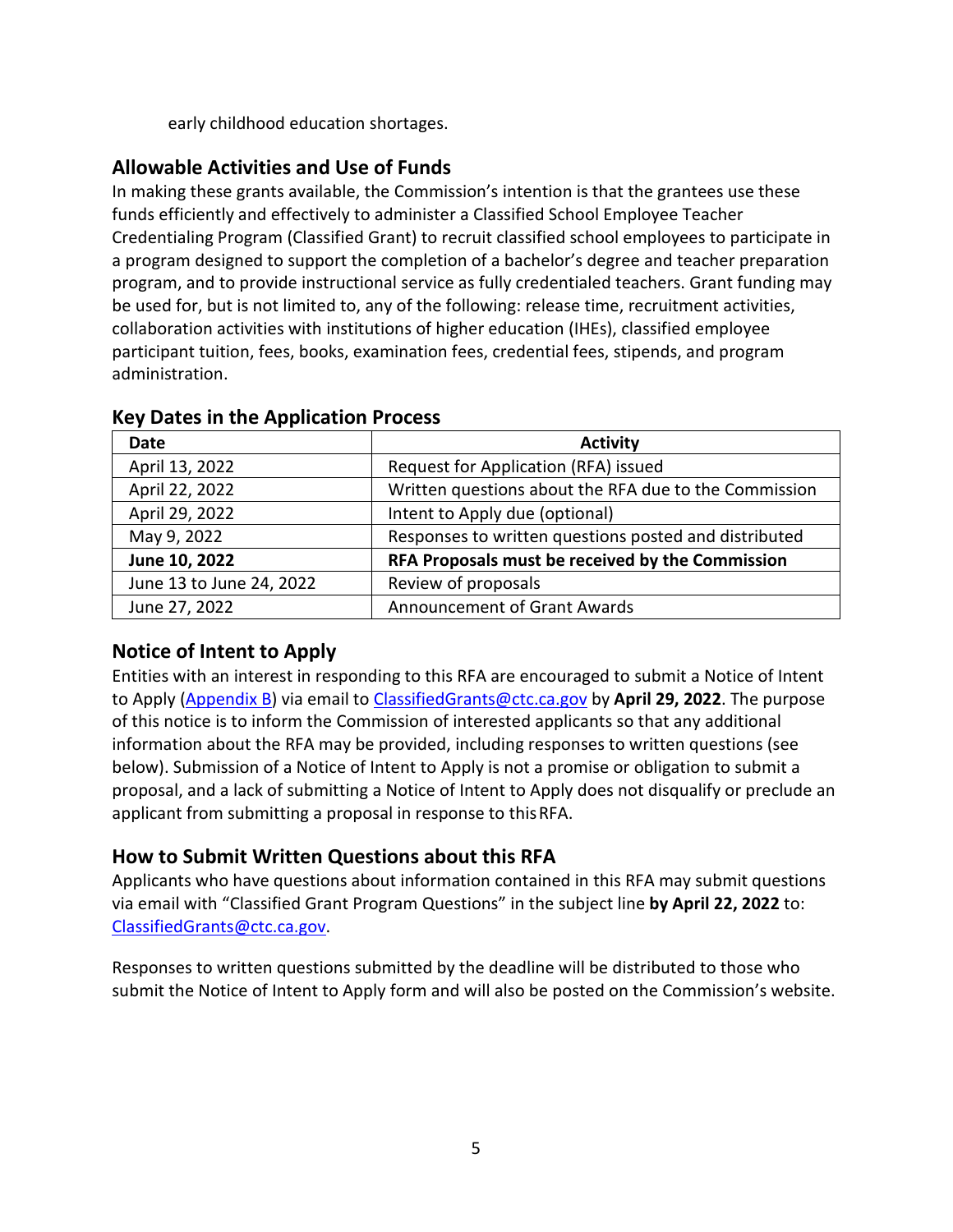early childhood education shortages.

## Allowable Activities and Use of Funds

In making these grants available, the Commission's intention is that the grantees use these funds efficiently and effectively to administer a Classified School Employee Teacher Credentialing Program (Classified Grant) to recruit classified school employees to participate in a program designed to support the completion of a bachelor's degree and teacher preparation program, and to provide instructional service as fully credentialed teachers. Grant funding may be used for, but is not limited to, any of the following: release time, recruitment activities, collaboration activities with institutions of higher education (IHEs), classified employee participant tuition, fees, books, examination fees, credential fees, stipends, and program administration.

## Key Dates in the Application Process

| Date | Activity |
| --- | --- |
| April 13, 2022 | Request for Application (RFA) issued |
| April 22, 2022 | Written questions about the RFA due to the Commission |
| April 29, 2022 | Intent to Apply due (optional) |
| May 9, 2022 | Responses to written questions posted and distributed |
| **June 10, 2022** | **RFA Proposals must be received by the Commission** |
| June 13 to June 24, 2022 | Review of proposals |
| June 27, 2022 | Announcement of Grant Awards |

## Notice of Intent to Apply

Entities with an interest in responding to this RFA are encouraged to submit a Notice of Intent to Apply (Appendix B) via email to ClassifiedGrants@ctc.ca.gov by **April 29, 2022**. The purpose of this notice is to inform the Commission of interested applicants so that any additional information about the RFA may be provided, including responses to written questions (see below). Submission of a Notice of Intent to Apply is not a promise or obligation to submit a proposal, and a lack of submitting a Notice of Intent to Apply does not disqualify or preclude an applicant from submitting a proposal in response to this RFA.

## How to Submit Written Questions about this RFA

Applicants who have questions about information contained in this RFA may submit questions via email with "Classified Grant Program Questions" in the subject line **by April 22, 2022** to: ClassifiedGrants@ctc.ca.gov.

Responses to written questions submitted by the deadline will be distributed to those who submit the Notice of Intent to Apply form and will also be posted on the Commission's website.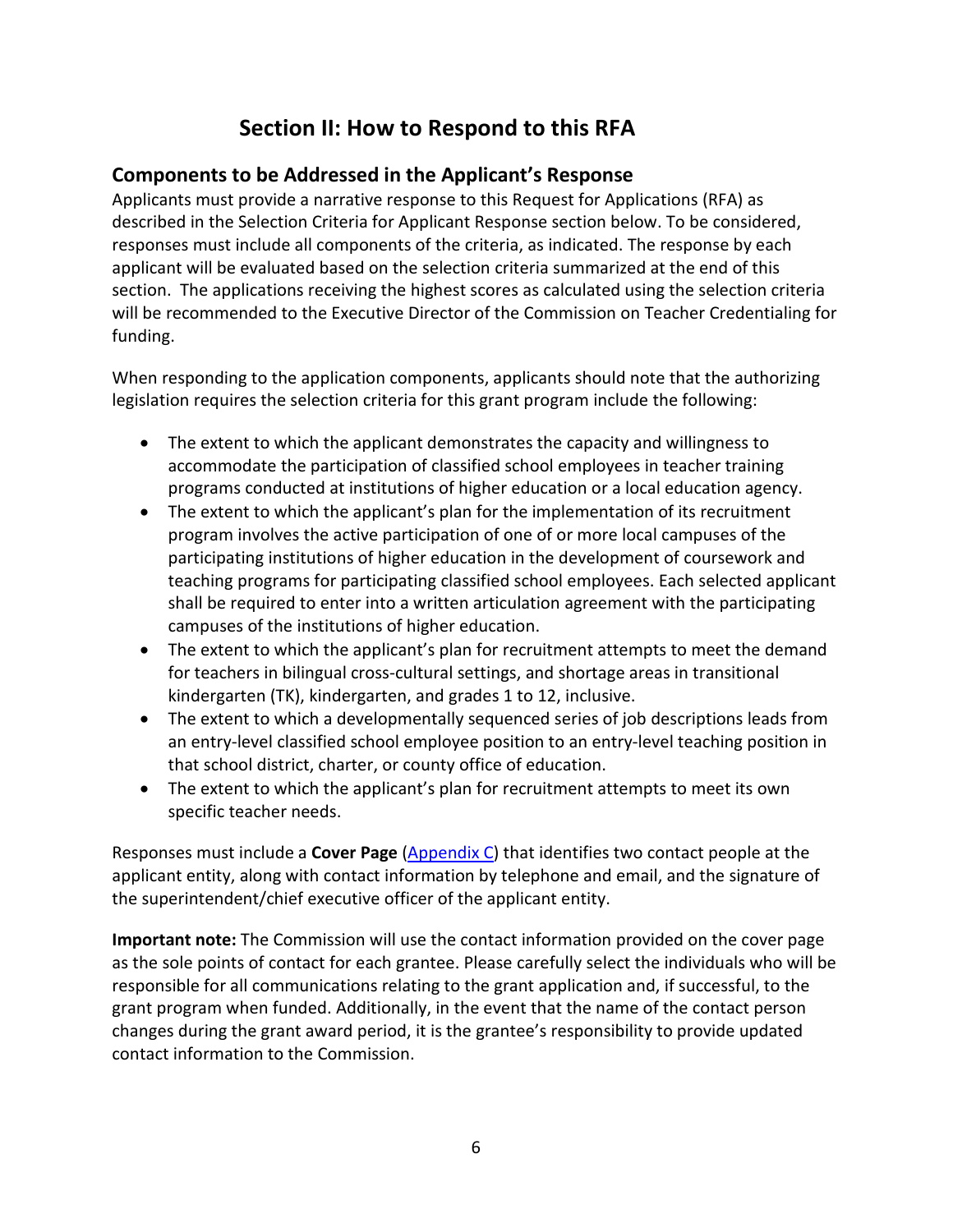# Section II: How to Respond to this RFA

## Components to be Addressed in the Applicant's Response

Applicants must provide a narrative response to this Request for Applications (RFA) as described in the Selection Criteria for Applicant Response section below. To be considered, responses must include all components of the criteria, as indicated. The response by each applicant will be evaluated based on the selection criteria summarized at the end of this section. The applications receiving the highest scores as calculated using the selection criteria will be recommended to the Executive Director of the Commission on Teacher Credentialing for funding.

When responding to the application components, applicants should note that the authorizing legislation requires the selection criteria for this grant program include the following:

- The extent to which the applicant demonstrates the capacity and willingness to accommodate the participation of classified school employees in teacher training programs conducted at institutions of higher education or a local education agency.
- The extent to which the applicant's plan for the implementation of its recruitment program involves the active participation of one of or more local campuses of the participating institutions of higher education in the development of coursework and teaching programs for participating classified school employees. Each selected applicant shall be required to enter into a written articulation agreement with the participating campuses of the institutions of higher education.
- The extent to which the applicant's plan for recruitment attempts to meet the demand for teachers in bilingual cross-cultural settings, and shortage areas in transitional kindergarten (TK), kindergarten, and grades 1 to 12, inclusive.
- The extent to which a developmentally sequenced series of job descriptions leads from an entry-level classified school employee position to an entry-level teaching position in that school district, charter, or county office of education.
- The extent to which the applicant's plan for recruitment attempts to meet its own specific teacher needs.

Responses must include a **Cover Page** (Appendix C) that identifies two contact people at the applicant entity, along with contact information by telephone and email, and the signature of the superintendent/chief executive officer of the applicant entity.

**Important note:** The Commission will use the contact information provided on the cover page as the sole points of contact for each grantee. Please carefully select the individuals who will be responsible for all communications relating to the grant application and, if successful, to the grant program when funded. Additionally, in the event that the name of the contact person changes during the grant award period, it is the grantee's responsibility to provide updated contact information to the Commission.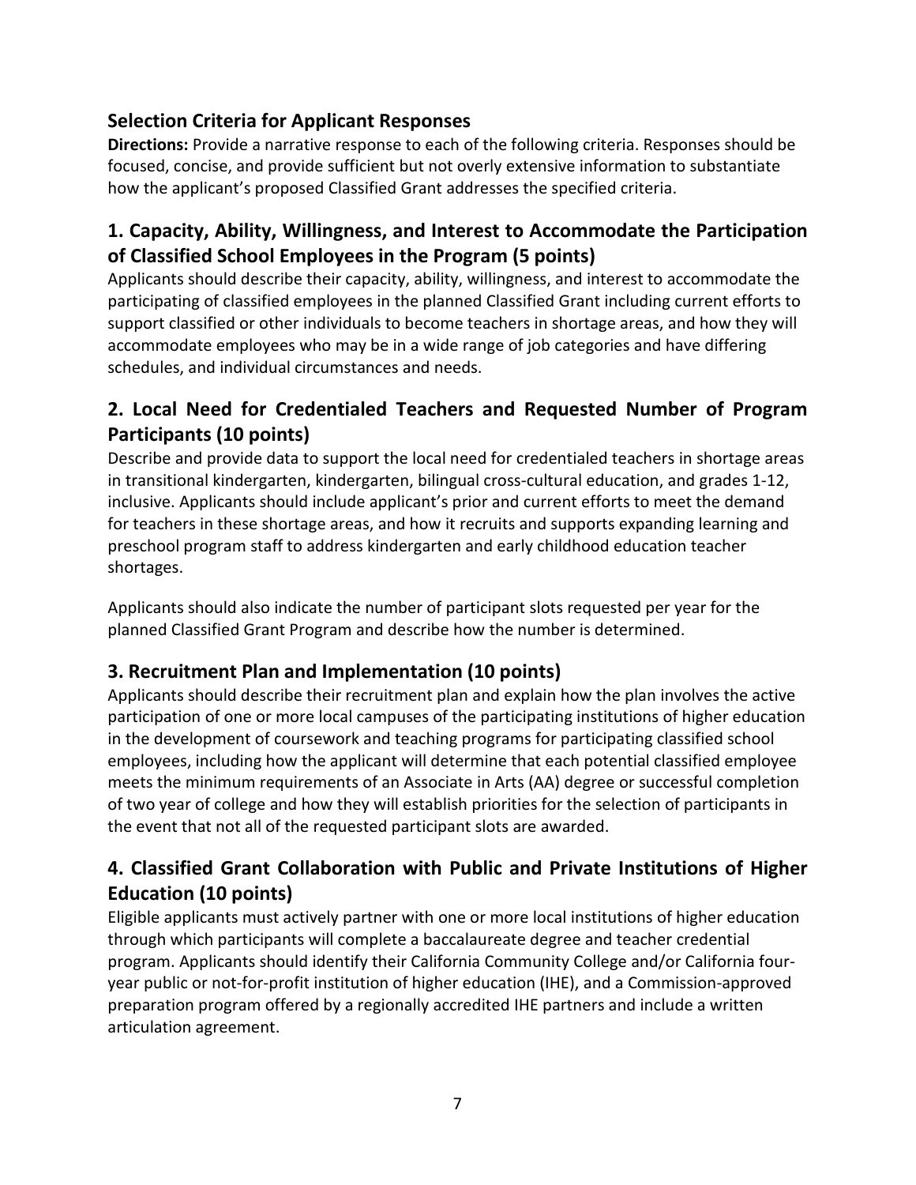## Selection Criteria for Applicant Responses

**Directions:** Provide a narrative response to each of the following criteria. Responses should be focused, concise, and provide sufficient but not overly extensive information to substantiate how the applicant's proposed Classified Grant addresses the specified criteria.

## 1. Capacity, Ability, Willingness, and Interest to Accommodate the Participation of Classified School Employees in the Program (5 points)

Applicants should describe their capacity, ability, willingness, and interest to accommodate the participating of classified employees in the planned Classified Grant including current efforts to support classified or other individuals to become teachers in shortage areas, and how they will accommodate employees who may be in a wide range of job categories and have differing schedules, and individual circumstances and needs.

## 2. Local Need for Credentialed Teachers and Requested Number of Program Participants (10 points)

Describe and provide data to support the local need for credentialed teachers in shortage areas in transitional kindergarten, kindergarten, bilingual cross-cultural education, and grades 1-12, inclusive. Applicants should include applicant's prior and current efforts to meet the demand for teachers in these shortage areas, and how it recruits and supports expanding learning and preschool program staff to address kindergarten and early childhood education teacher shortages.

Applicants should also indicate the number of participant slots requested per year for the planned Classified Grant Program and describe how the number is determined.

## 3. Recruitment Plan and Implementation (10 points)

Applicants should describe their recruitment plan and explain how the plan involves the active participation of one or more local campuses of the participating institutions of higher education in the development of coursework and teaching programs for participating classified school employees, including how the applicant will determine that each potential classified employee meets the minimum requirements of an Associate in Arts (AA) degree or successful completion of two year of college and how they will establish priorities for the selection of participants in the event that not all of the requested participant slots are awarded.

## 4. Classified Grant Collaboration with Public and Private Institutions of Higher Education (10 points)

Eligible applicants must actively partner with one or more local institutions of higher education through which participants will complete a baccalaureate degree and teacher credential program. Applicants should identify their California Community College and/or California four-year public or not-for-profit institution of higher education (IHE), and a Commission-approved preparation program offered by a regionally accredited IHE partners and include a written articulation agreement.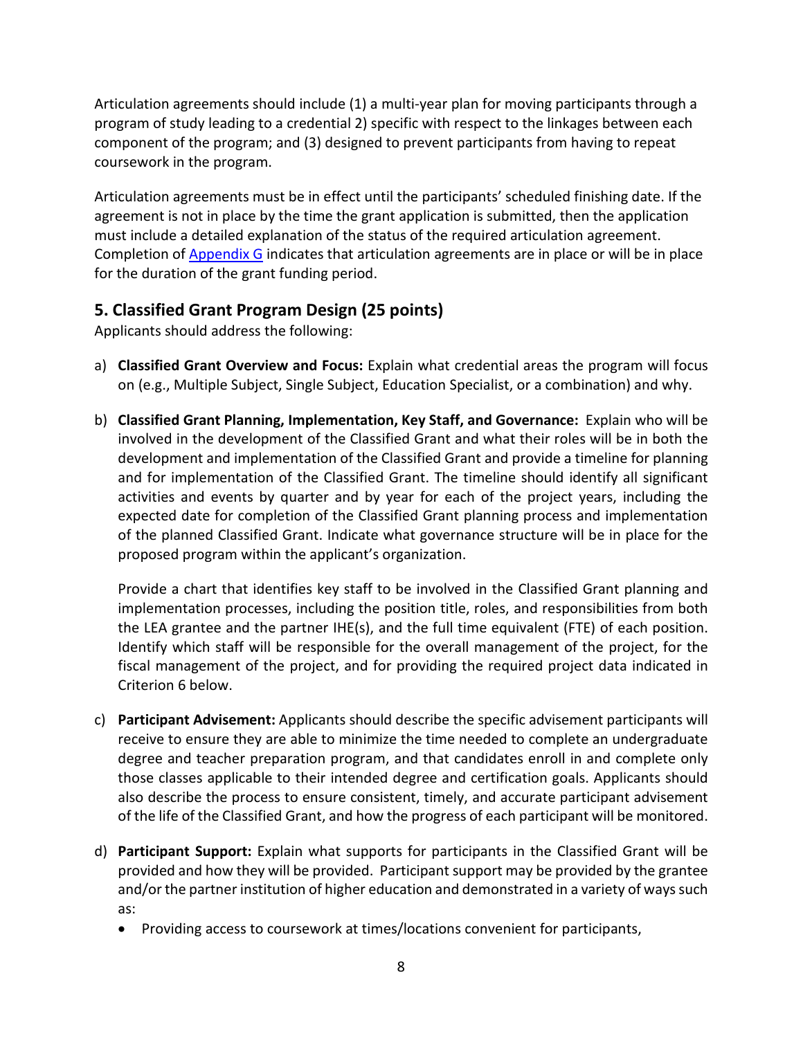Articulation agreements should include (1) a multi-year plan for moving participants through a program of study leading to a credential 2) specific with respect to the linkages between each component of the program; and (3) designed to prevent participants from having to repeat coursework in the program.

Articulation agreements must be in effect until the participants' scheduled finishing date. If the agreement is not in place by the time the grant application is submitted, then the application must include a detailed explanation of the status of the required articulation agreement. Completion of [Appendix G](#) indicates that articulation agreements are in place or will be in place for the duration of the grant funding period.

## 5. Classified Grant Program Design (25 points)

Applicants should address the following:

a) **Classified Grant Overview and Focus:** Explain what credential areas the program will focus on (e.g., Multiple Subject, Single Subject, Education Specialist, or a combination) and why.

b) **Classified Grant Planning, Implementation, Key Staff, and Governance:** Explain who will be involved in the development of the Classified Grant and what their roles will be in both the development and implementation of the Classified Grant and provide a timeline for planning and for implementation of the Classified Grant. The timeline should identify all significant activities and events by quarter and by year for each of the project years, including the expected date for completion of the Classified Grant planning process and implementation of the planned Classified Grant. Indicate what governance structure will be in place for the proposed program within the applicant's organization.

   Provide a chart that identifies key staff to be involved in the Classified Grant planning and implementation processes, including the position title, roles, and responsibilities from both the LEA grantee and the partner IHE(s), and the full time equivalent (FTE) of each position. Identify which staff will be responsible for the overall management of the project, for the fiscal management of the project, and for providing the required project data indicated in Criterion 6 below.

c) **Participant Advisement:** Applicants should describe the specific advisement participants will receive to ensure they are able to minimize the time needed to complete an undergraduate degree and teacher preparation program, and that candidates enroll in and complete only those classes applicable to their intended degree and certification goals. Applicants should also describe the process to ensure consistent, timely, and accurate participant advisement of the life of the Classified Grant, and how the progress of each participant will be monitored.

d) **Participant Support:** Explain what supports for participants in the Classified Grant will be provided and how they will be provided. Participant support may be provided by the grantee and/or the partner institution of higher education and demonstrated in a variety of ways such as:

   - Providing access to coursework at times/locations convenient for participants,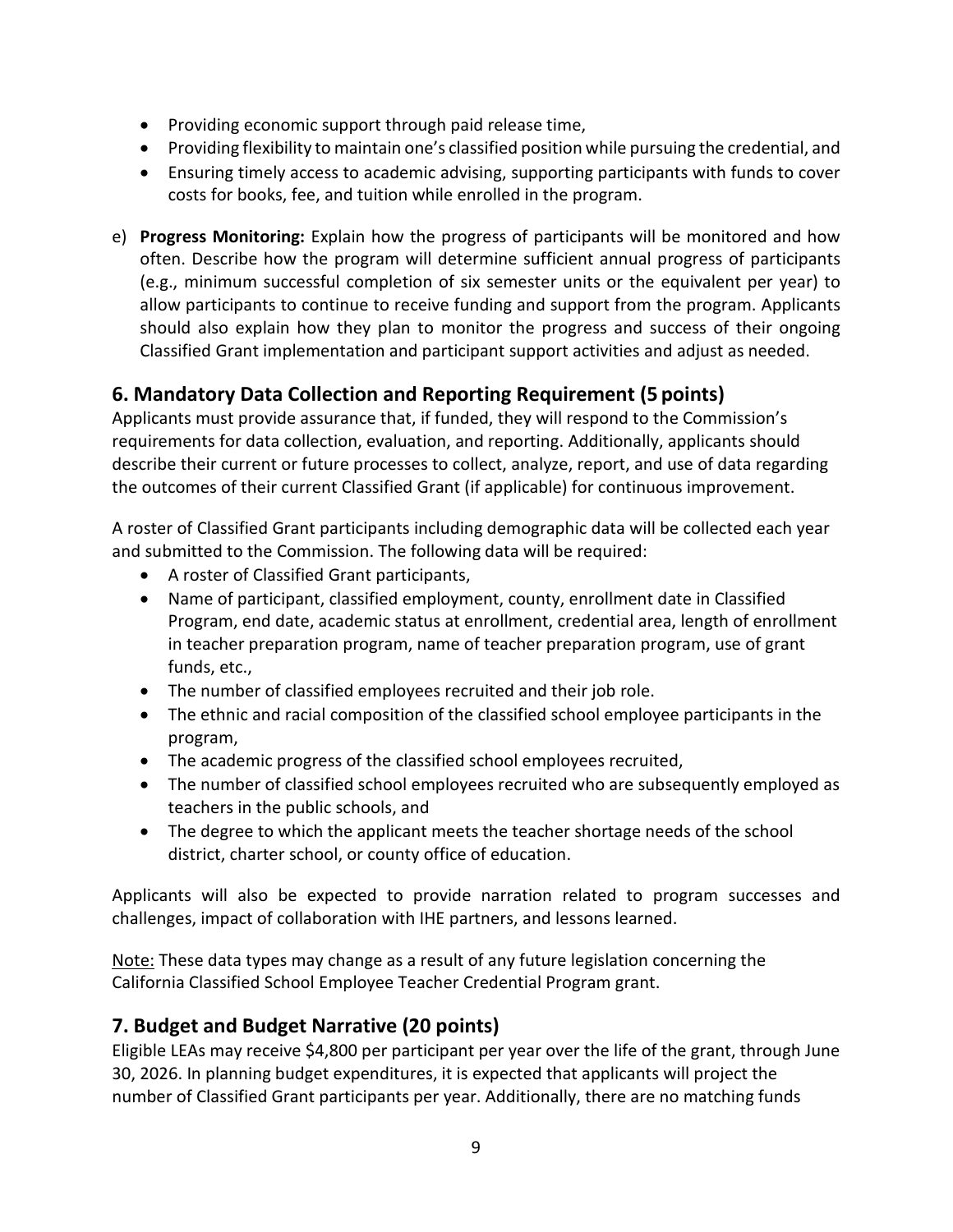- Providing economic support through paid release time,
- Providing flexibility to maintain one's classified position while pursuing the credential, and
- Ensuring timely access to academic advising, supporting participants with funds to cover costs for books, fee, and tuition while enrolled in the program.

e) **Progress Monitoring:** Explain how the progress of participants will be monitored and how often. Describe how the program will determine sufficient annual progress of participants (e.g., minimum successful completion of six semester units or the equivalent per year) to allow participants to continue to receive funding and support from the program. Applicants should also explain how they plan to monitor the progress and success of their ongoing Classified Grant implementation and participant support activities and adjust as needed.

## 6. Mandatory Data Collection and Reporting Requirement (5 points)

Applicants must provide assurance that, if funded, they will respond to the Commission's requirements for data collection, evaluation, and reporting. Additionally, applicants should describe their current or future processes to collect, analyze, report, and use of data regarding the outcomes of their current Classified Grant (if applicable) for continuous improvement.

A roster of Classified Grant participants including demographic data will be collected each year and submitted to the Commission. The following data will be required:

- A roster of Classified Grant participants,
- Name of participant, classified employment, county, enrollment date in Classified Program, end date, academic status at enrollment, credential area, length of enrollment in teacher preparation program, name of teacher preparation program, use of grant funds, etc.,
- The number of classified employees recruited and their job role.
- The ethnic and racial composition of the classified school employee participants in the program,
- The academic progress of the classified school employees recruited,
- The number of classified school employees recruited who are subsequently employed as teachers in the public schools, and
- The degree to which the applicant meets the teacher shortage needs of the school district, charter school, or county office of education.

Applicants will also be expected to provide narration related to program successes and challenges, impact of collaboration with IHE partners, and lessons learned.

Note: These data types may change as a result of any future legislation concerning the California Classified School Employee Teacher Credential Program grant.

## 7. Budget and Budget Narrative (20 points)

Eligible LEAs may receive $4,800 per participant per year over the life of the grant, through June 30, 2026. In planning budget expenditures, it is expected that applicants will project the number of Classified Grant participants per year. Additionally, there are no matching funds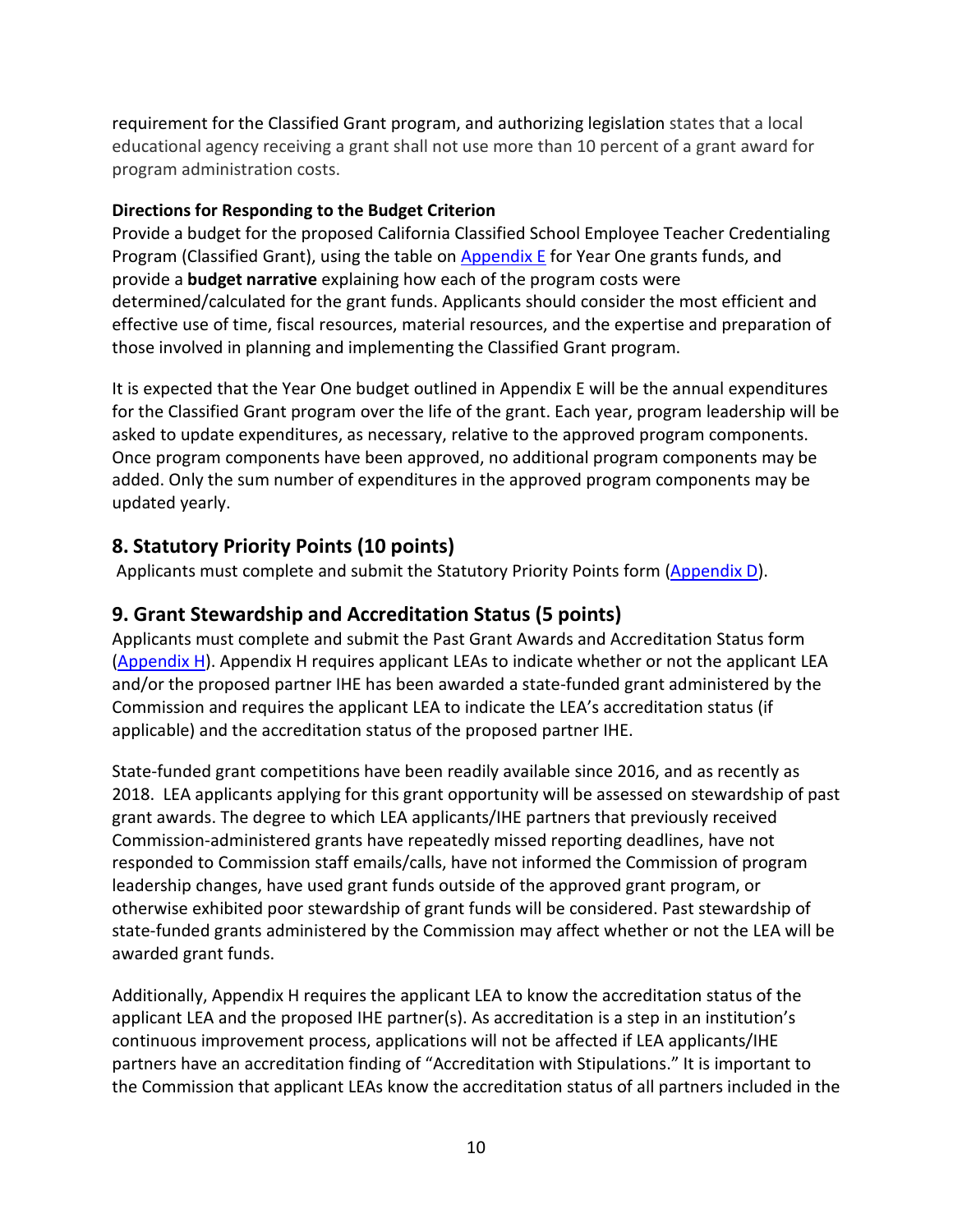requirement for the Classified Grant program, and authorizing legislation states that a local educational agency receiving a grant shall not use more than 10 percent of a grant award for program administration costs.

**Directions for Responding to the Budget Criterion**

Provide a budget for the proposed California Classified School Employee Teacher Credentialing Program (Classified Grant), using the table on Appendix E for Year One grants funds, and provide a **budget narrative** explaining how each of the program costs were determined/calculated for the grant funds. Applicants should consider the most efficient and effective use of time, fiscal resources, material resources, and the expertise and preparation of those involved in planning and implementing the Classified Grant program.

It is expected that the Year One budget outlined in Appendix E will be the annual expenditures for the Classified Grant program over the life of the grant. Each year, program leadership will be asked to update expenditures, as necessary, relative to the approved program components. Once program components have been approved, no additional program components may be added. Only the sum number of expenditures in the approved program components may be updated yearly.

## 8. Statutory Priority Points (10 points)

Applicants must complete and submit the Statutory Priority Points form (Appendix D).

## 9. Grant Stewardship and Accreditation Status (5 points)

Applicants must complete and submit the Past Grant Awards and Accreditation Status form (Appendix H). Appendix H requires applicant LEAs to indicate whether or not the applicant LEA and/or the proposed partner IHE has been awarded a state-funded grant administered by the Commission and requires the applicant LEA to indicate the LEA's accreditation status (if applicable) and the accreditation status of the proposed partner IHE.

State-funded grant competitions have been readily available since 2016, and as recently as 2018. LEA applicants applying for this grant opportunity will be assessed on stewardship of past grant awards. The degree to which LEA applicants/IHE partners that previously received Commission-administered grants have repeatedly missed reporting deadlines, have not responded to Commission staff emails/calls, have not informed the Commission of program leadership changes, have used grant funds outside of the approved grant program, or otherwise exhibited poor stewardship of grant funds will be considered. Past stewardship of state-funded grants administered by the Commission may affect whether or not the LEA will be awarded grant funds.

Additionally, Appendix H requires the applicant LEA to know the accreditation status of the applicant LEA and the proposed IHE partner(s). As accreditation is a step in an institution's continuous improvement process, applications will not be affected if LEA applicants/IHE partners have an accreditation finding of "Accreditation with Stipulations." It is important to the Commission that applicant LEAs know the accreditation status of all partners included in the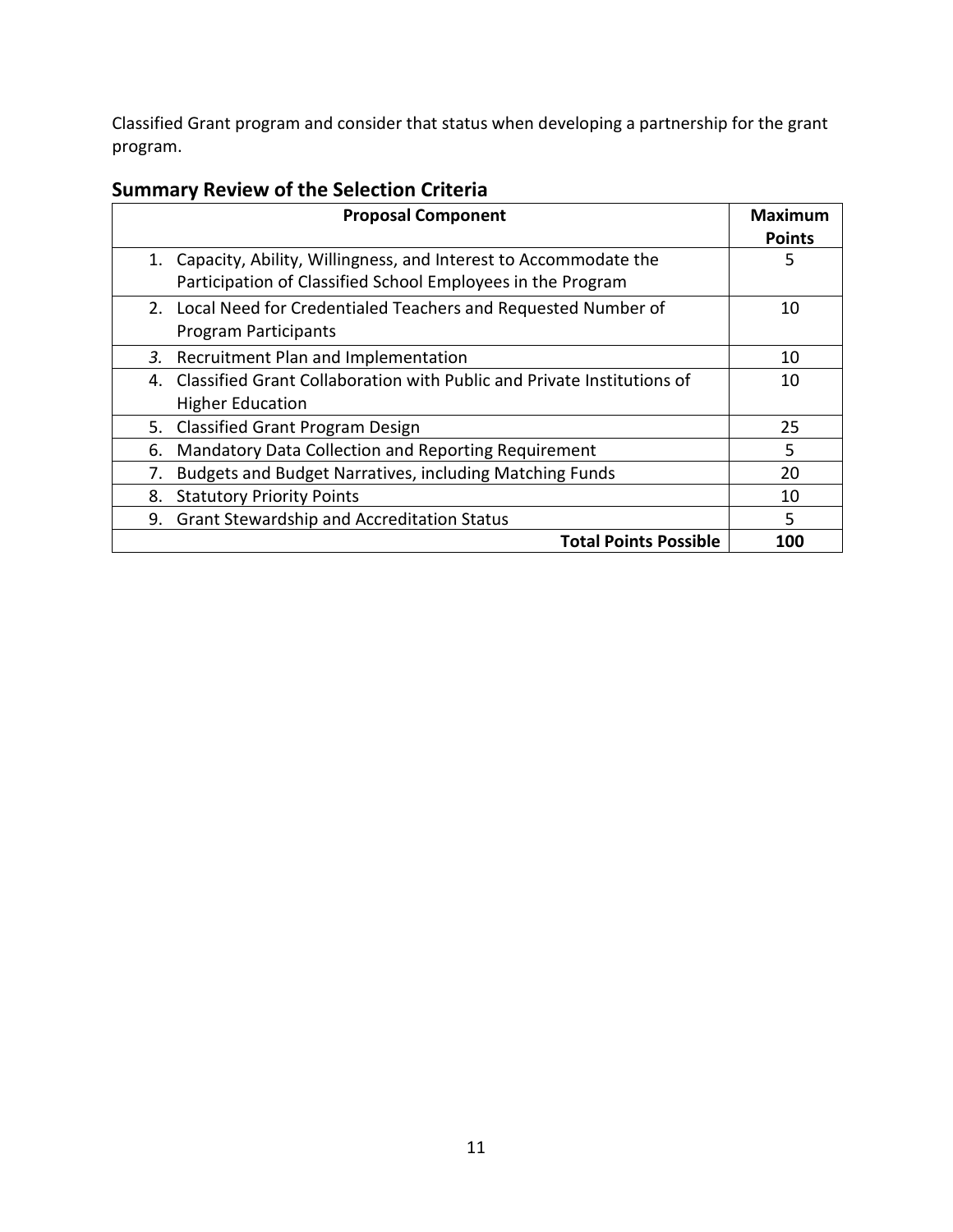Classified Grant program and consider that status when developing a partnership for the grant program.

## Summary Review of the Selection Criteria

| Proposal Component | Maximum Points |
|---|---|
| 1. Capacity, Ability, Willingness, and Interest to Accommodate the Participation of Classified School Employees in the Program | 5 |
| 2. Local Need for Credentialed Teachers and Requested Number of Program Participants | 10 |
| *3.* Recruitment Plan and Implementation | 10 |
| 4. Classified Grant Collaboration with Public and Private Institutions of Higher Education | 10 |
| 5. Classified Grant Program Design | 25 |
| 6. Mandatory Data Collection and Reporting Requirement | 5 |
| 7. Budgets and Budget Narratives, including Matching Funds | 20 |
| 8. Statutory Priority Points | 10 |
| 9. Grant Stewardship and Accreditation Status | 5 |
| **Total Points Possible** | **100** |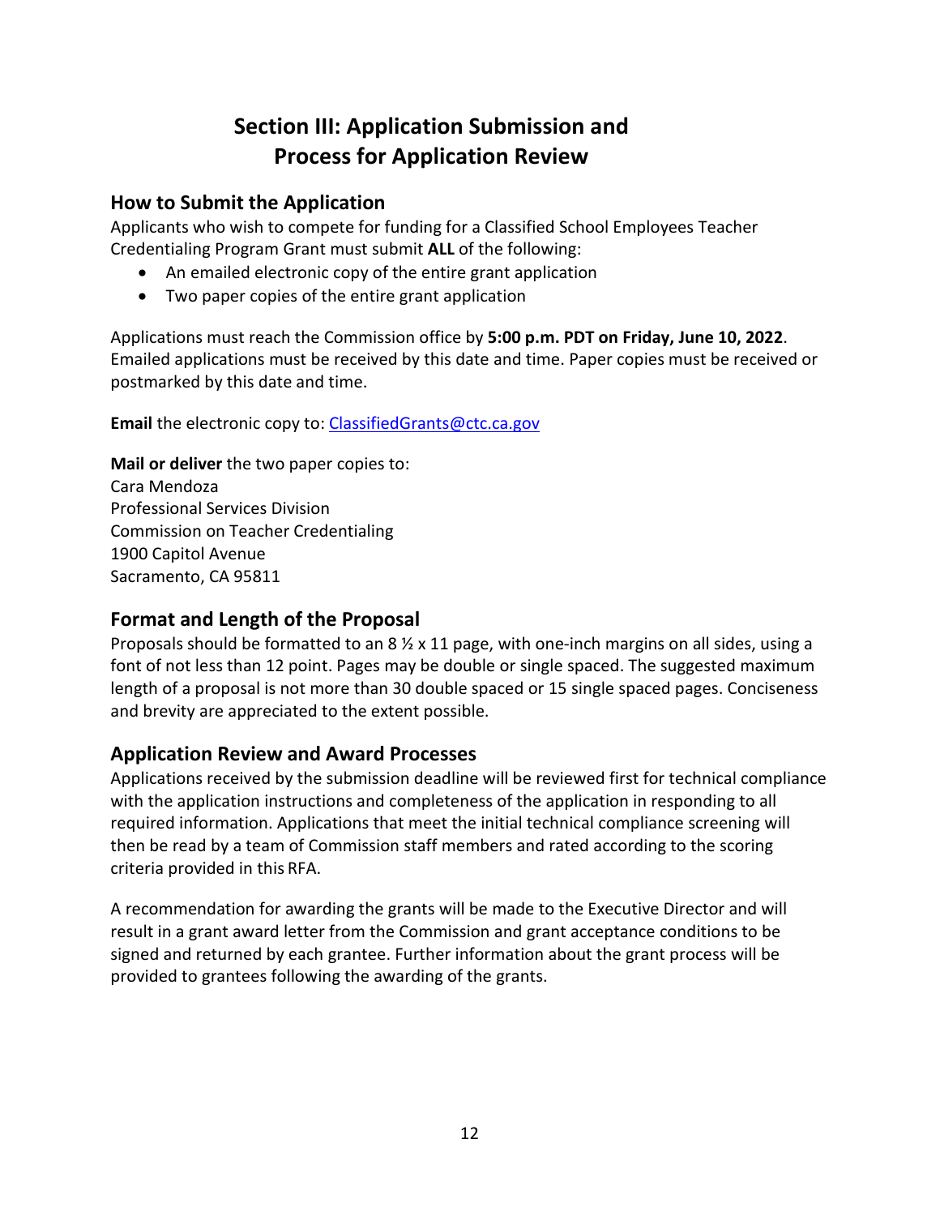# Section III: Application Submission and Process for Application Review

## How to Submit the Application

Applicants who wish to compete for funding for a Classified School Employees Teacher Credentialing Program Grant must submit **ALL** of the following:

- An emailed electronic copy of the entire grant application
- Two paper copies of the entire grant application

Applications must reach the Commission office by **5:00 p.m. PDT on Friday, June 10, 2022**. Emailed applications must be received by this date and time. Paper copies must be received or postmarked by this date and time.

**Email** the electronic copy to: ClassifiedGrants@ctc.ca.gov

**Mail or deliver** the two paper copies to:
Cara Mendoza
Professional Services Division
Commission on Teacher Credentialing
1900 Capitol Avenue
Sacramento, CA 95811

## Format and Length of the Proposal

Proposals should be formatted to an 8 ½ x 11 page, with one-inch margins on all sides, using a font of not less than 12 point. Pages may be double or single spaced. The suggested maximum length of a proposal is not more than 30 double spaced or 15 single spaced pages. Conciseness and brevity are appreciated to the extent possible.

## Application Review and Award Processes

Applications received by the submission deadline will be reviewed first for technical compliance with the application instructions and completeness of the application in responding to all required information. Applications that meet the initial technical compliance screening will then be read by a team of Commission staff members and rated according to the scoring criteria provided in this RFA.

A recommendation for awarding the grants will be made to the Executive Director and will result in a grant award letter from the Commission and grant acceptance conditions to be signed and returned by each grantee. Further information about the grant process will be provided to grantees following the awarding of the grants.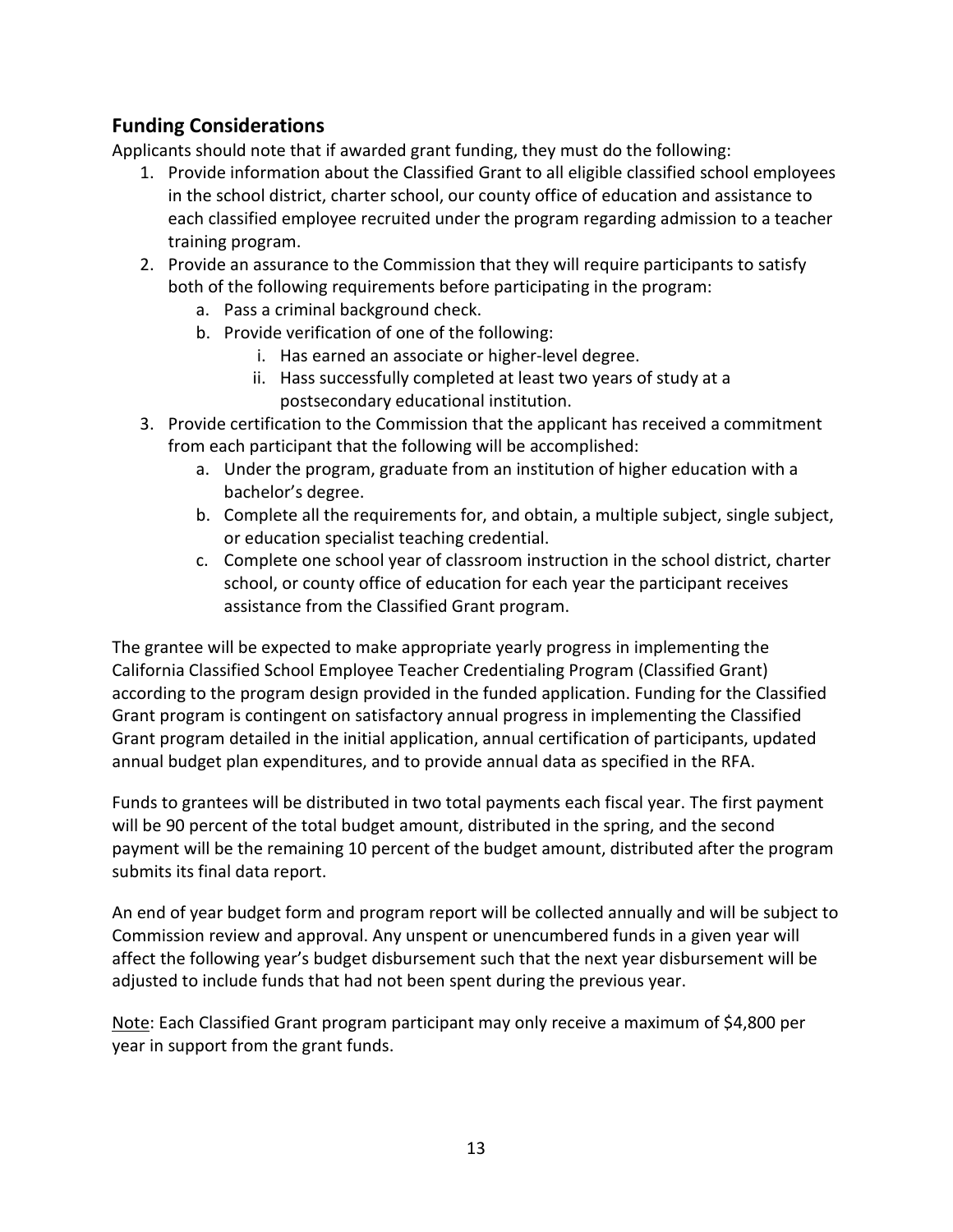## Funding Considerations

Applicants should note that if awarded grant funding, they must do the following:

1. Provide information about the Classified Grant to all eligible classified school employees in the school district, charter school, our county office of education and assistance to each classified employee recruited under the program regarding admission to a teacher training program.
2. Provide an assurance to the Commission that they will require participants to satisfy both of the following requirements before participating in the program:
   a. Pass a criminal background check.
   b. Provide verification of one of the following:
      i. Has earned an associate or higher-level degree.
      ii. Hass successfully completed at least two years of study at a postsecondary educational institution.
3. Provide certification to the Commission that the applicant has received a commitment from each participant that the following will be accomplished:
   a. Under the program, graduate from an institution of higher education with a bachelor's degree.
   b. Complete all the requirements for, and obtain, a multiple subject, single subject, or education specialist teaching credential.
   c. Complete one school year of classroom instruction in the school district, charter school, or county office of education for each year the participant receives assistance from the Classified Grant program.

The grantee will be expected to make appropriate yearly progress in implementing the California Classified School Employee Teacher Credentialing Program (Classified Grant) according to the program design provided in the funded application. Funding for the Classified Grant program is contingent on satisfactory annual progress in implementing the Classified Grant program detailed in the initial application, annual certification of participants, updated annual budget plan expenditures, and to provide annual data as specified in the RFA.

Funds to grantees will be distributed in two total payments each fiscal year. The first payment will be 90 percent of the total budget amount, distributed in the spring, and the second payment will be the remaining 10 percent of the budget amount, distributed after the program submits its final data report.

An end of year budget form and program report will be collected annually and will be subject to Commission review and approval. Any unspent or unencumbered funds in a given year will affect the following year's budget disbursement such that the next year disbursement will be adjusted to include funds that had not been spent during the previous year.

Note: Each Classified Grant program participant may only receive a maximum of $4,800 per year in support from the grant funds.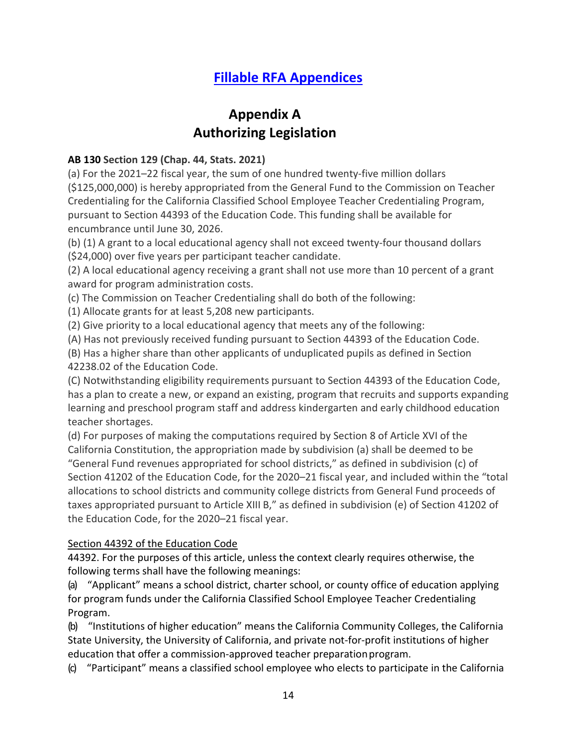## [Fillable RFA Appendices]

# Appendix A
# Authorizing Legislation

**AB 130 Section 129 (Chap. 44, Stats. 2021)**

(a) For the 2021–22 fiscal year, the sum of one hundred twenty-five million dollars ($125,000,000) is hereby appropriated from the General Fund to the Commission on Teacher Credentialing for the California Classified School Employee Teacher Credentialing Program, pursuant to Section 44393 of the Education Code. This funding shall be available for encumbrance until June 30, 2026.

(b) (1) A grant to a local educational agency shall not exceed twenty-four thousand dollars ($24,000) over five years per participant teacher candidate.

(2) A local educational agency receiving a grant shall not use more than 10 percent of a grant award for program administration costs.

(c) The Commission on Teacher Credentialing shall do both of the following:

(1) Allocate grants for at least 5,208 new participants.

(2) Give priority to a local educational agency that meets any of the following:

(A) Has not previously received funding pursuant to Section 44393 of the Education Code.

(B) Has a higher share than other applicants of unduplicated pupils as defined in Section 42238.02 of the Education Code.

(C) Notwithstanding eligibility requirements pursuant to Section 44393 of the Education Code, has a plan to create a new, or expand an existing, program that recruits and supports expanding learning and preschool program staff and address kindergarten and early childhood education teacher shortages.

(d) For purposes of making the computations required by Section 8 of Article XVI of the California Constitution, the appropriation made by subdivision (a) shall be deemed to be "General Fund revenues appropriated for school districts," as defined in subdivision (c) of Section 41202 of the Education Code, for the 2020–21 fiscal year, and included within the "total allocations to school districts and community college districts from General Fund proceeds of taxes appropriated pursuant to Article XIII B," as defined in subdivision (e) of Section 41202 of the Education Code, for the 2020–21 fiscal year.

Section 44392 of the Education Code

44392. For the purposes of this article, unless the context clearly requires otherwise, the following terms shall have the following meanings:

(a) "Applicant" means a school district, charter school, or county office of education applying for program funds under the California Classified School Employee Teacher Credentialing Program.

(b) "Institutions of higher education" means the California Community Colleges, the California State University, the University of California, and private not-for-profit institutions of higher education that offer a commission-approved teacher preparation program.

(c) "Participant" means a classified school employee who elects to participate in the California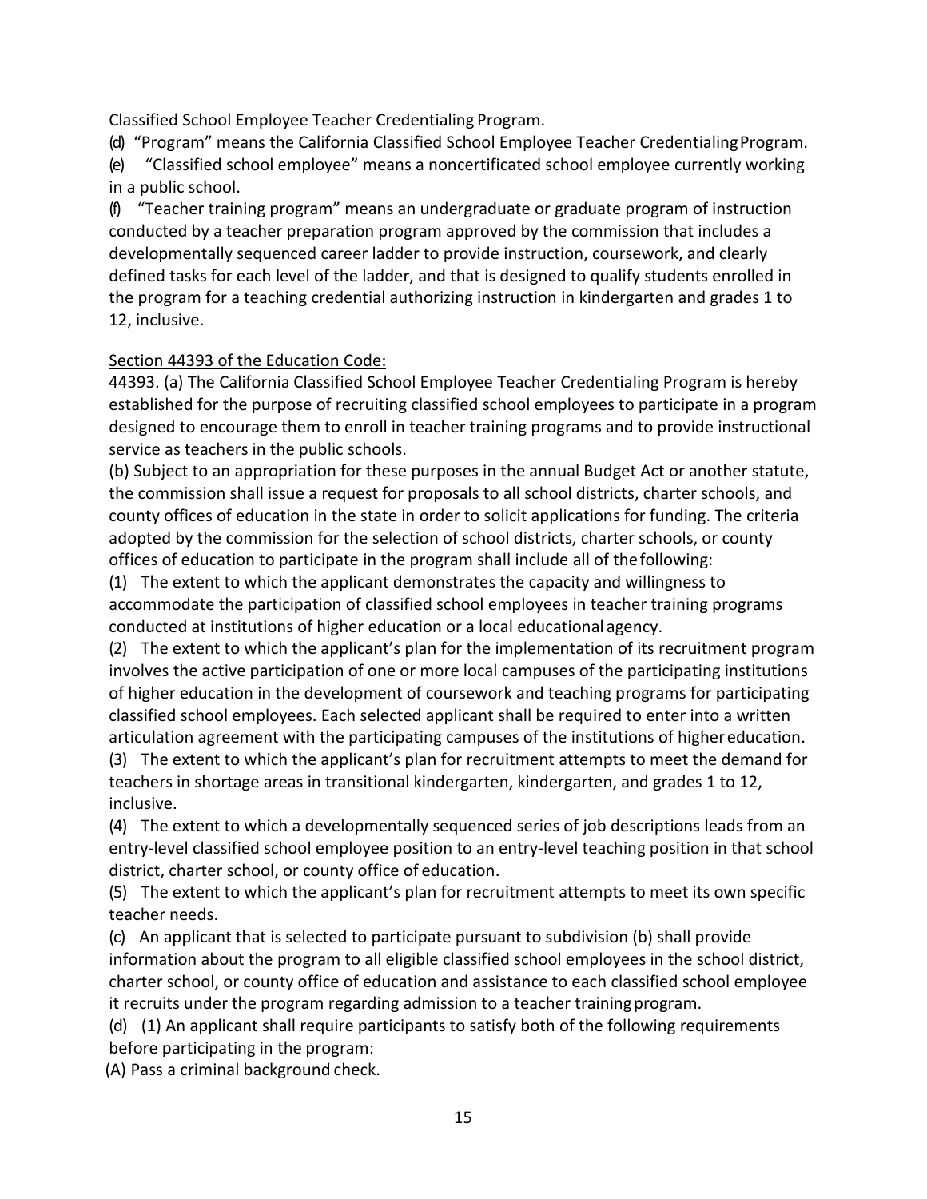Classified School Employee Teacher Credentialing Program.

(d) "Program" means the California Classified School Employee Teacher Credentialing Program.

(e) "Classified school employee" means a noncertificated school employee currently working in a public school.

(f) "Teacher training program" means an undergraduate or graduate program of instruction conducted by a teacher preparation program approved by the commission that includes a developmentally sequenced career ladder to provide instruction, coursework, and clearly defined tasks for each level of the ladder, and that is designed to qualify students enrolled in the program for a teaching credential authorizing instruction in kindergarten and grades 1 to 12, inclusive.

<u>Section 44393 of the Education Code:</u>

44393. (a) The California Classified School Employee Teacher Credentialing Program is hereby established for the purpose of recruiting classified school employees to participate in a program designed to encourage them to enroll in teacher training programs and to provide instructional service as teachers in the public schools.

(b) Subject to an appropriation for these purposes in the annual Budget Act or another statute, the commission shall issue a request for proposals to all school districts, charter schools, and county offices of education in the state in order to solicit applications for funding. The criteria adopted by the commission for the selection of school districts, charter schools, or county offices of education to participate in the program shall include all of the following:

(1) The extent to which the applicant demonstrates the capacity and willingness to accommodate the participation of classified school employees in teacher training programs conducted at institutions of higher education or a local educational agency.

(2) The extent to which the applicant's plan for the implementation of its recruitment program involves the active participation of one or more local campuses of the participating institutions of higher education in the development of coursework and teaching programs for participating classified school employees. Each selected applicant shall be required to enter into a written articulation agreement with the participating campuses of the institutions of higher education.

(3) The extent to which the applicant's plan for recruitment attempts to meet the demand for teachers in shortage areas in transitional kindergarten, kindergarten, and grades 1 to 12, inclusive.

(4) The extent to which a developmentally sequenced series of job descriptions leads from an entry-level classified school employee position to an entry-level teaching position in that school district, charter school, or county office of education.

(5) The extent to which the applicant's plan for recruitment attempts to meet its own specific teacher needs.

(c) An applicant that is selected to participate pursuant to subdivision (b) shall provide information about the program to all eligible classified school employees in the school district, charter school, or county office of education and assistance to each classified school employee it recruits under the program regarding admission to a teacher training program.

(d) (1) An applicant shall require participants to satisfy both of the following requirements before participating in the program:

(A) Pass a criminal background check.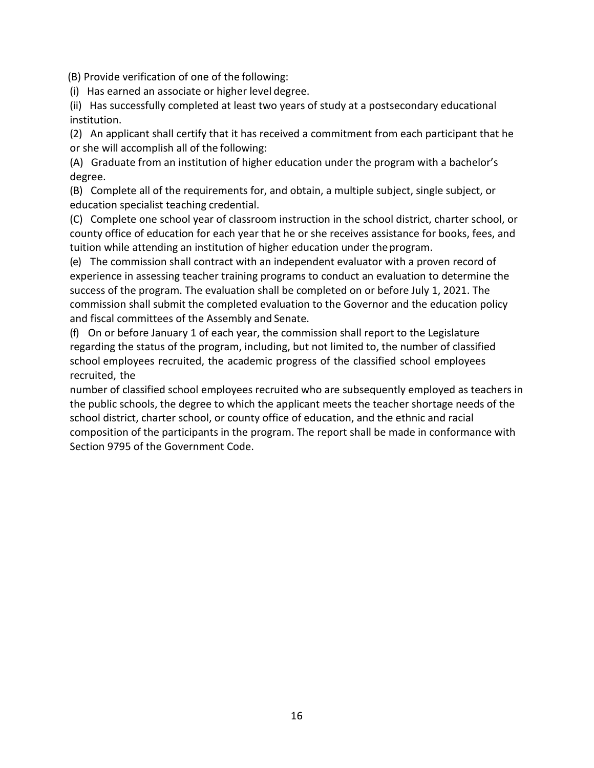(B) Provide verification of one of the following:

(i) Has earned an associate or higher level degree.

(ii) Has successfully completed at least two years of study at a postsecondary educational institution.

(2) An applicant shall certify that it has received a commitment from each participant that he or she will accomplish all of the following:

(A) Graduate from an institution of higher education under the program with a bachelor's degree.

(B) Complete all of the requirements for, and obtain, a multiple subject, single subject, or education specialist teaching credential.

(C) Complete one school year of classroom instruction in the school district, charter school, or county office of education for each year that he or she receives assistance for books, fees, and tuition while attending an institution of higher education under the program.

(e) The commission shall contract with an independent evaluator with a proven record of experience in assessing teacher training programs to conduct an evaluation to determine the success of the program. The evaluation shall be completed on or before July 1, 2021. The commission shall submit the completed evaluation to the Governor and the education policy and fiscal committees of the Assembly and Senate.

(f) On or before January 1 of each year, the commission shall report to the Legislature regarding the status of the program, including, but not limited to, the number of classified school employees recruited, the academic progress of the classified school employees recruited, the number of classified school employees recruited who are subsequently employed as teachers in the public schools, the degree to which the applicant meets the teacher shortage needs of the school district, charter school, or county office of education, and the ethnic and racial composition of the participants in the program. The report shall be made in conformance with Section 9795 of the Government Code.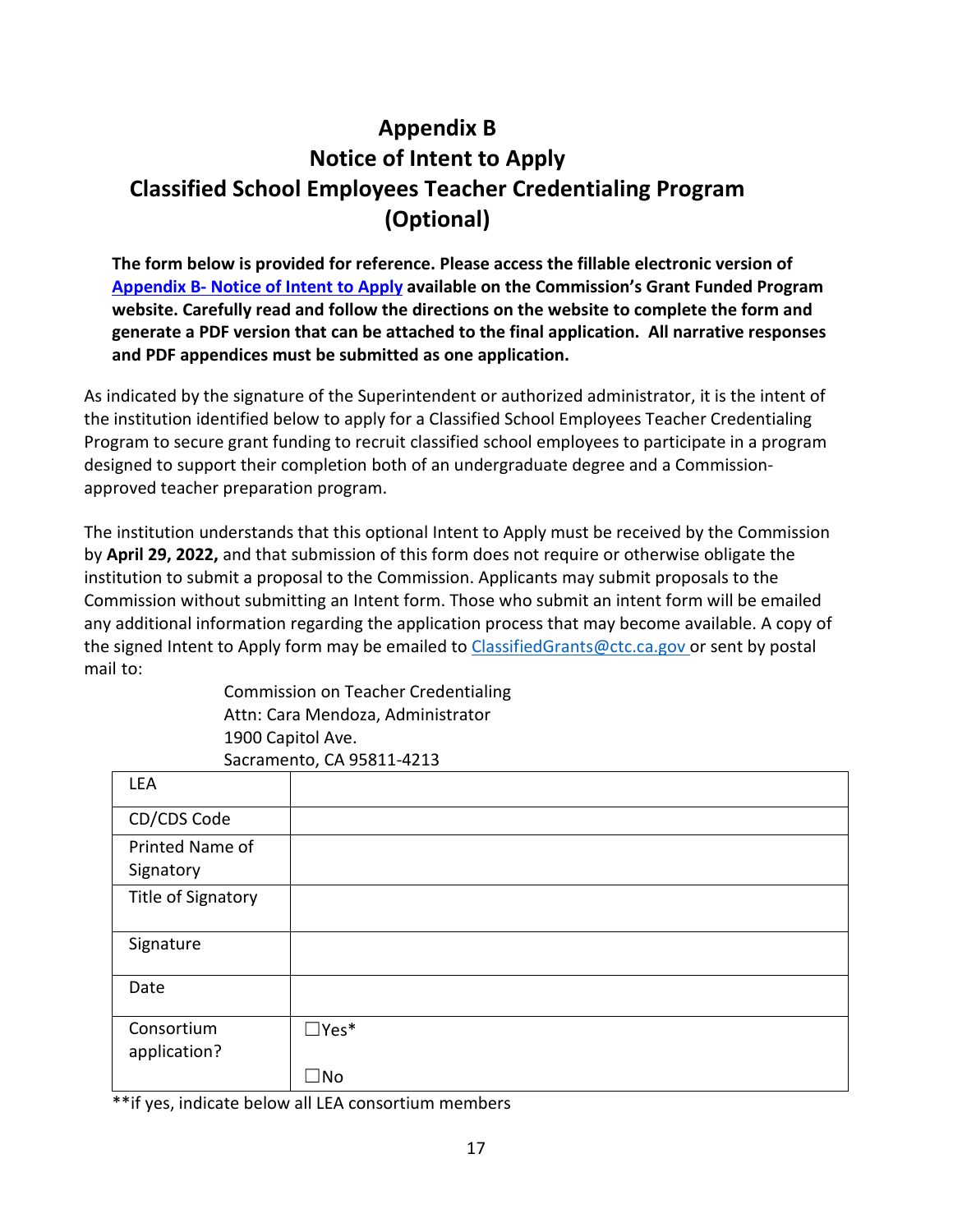# Appendix B
# Notice of Intent to Apply
# Classified School Employees Teacher Credentialing Program
# (Optional)

**The form below is provided for reference. Please access the fillable electronic version of [Appendix B- Notice of Intent to Apply](#) available on the Commission's Grant Funded Program website. Carefully read and follow the directions on the website to complete the form and generate a PDF version that can be attached to the final application. All narrative responses and PDF appendices must be submitted as one application.**

As indicated by the signature of the Superintendent or authorized administrator, it is the intent of the institution identified below to apply for a Classified School Employees Teacher Credentialing Program to secure grant funding to recruit classified school employees to participate in a program designed to support their completion both of an undergraduate degree and a Commission-approved teacher preparation program.

The institution understands that this optional Intent to Apply must be received by the Commission by **April 29, 2022,** and that submission of this form does not require or otherwise obligate the institution to submit a proposal to the Commission. Applicants may submit proposals to the Commission without submitting an Intent form. Those who submit an intent form will be emailed any additional information regarding the application process that may become available. A copy of the signed Intent to Apply form may be emailed to ClassifiedGrants@ctc.ca.gov or sent by postal mail to:

Commission on Teacher Credentialing
Attn: Cara Mendoza, Administrator
1900 Capitol Ave.
Sacramento, CA 95811-4213

| LEA | |
|---|---|
| CD/CDS Code | |
| Printed Name of Signatory | |
| Title of Signatory | |
| Signature | |
| Date | |
| Consortium application? | ☐Yes* <br> ☐No |

**if yes, indicate below all LEA consortium members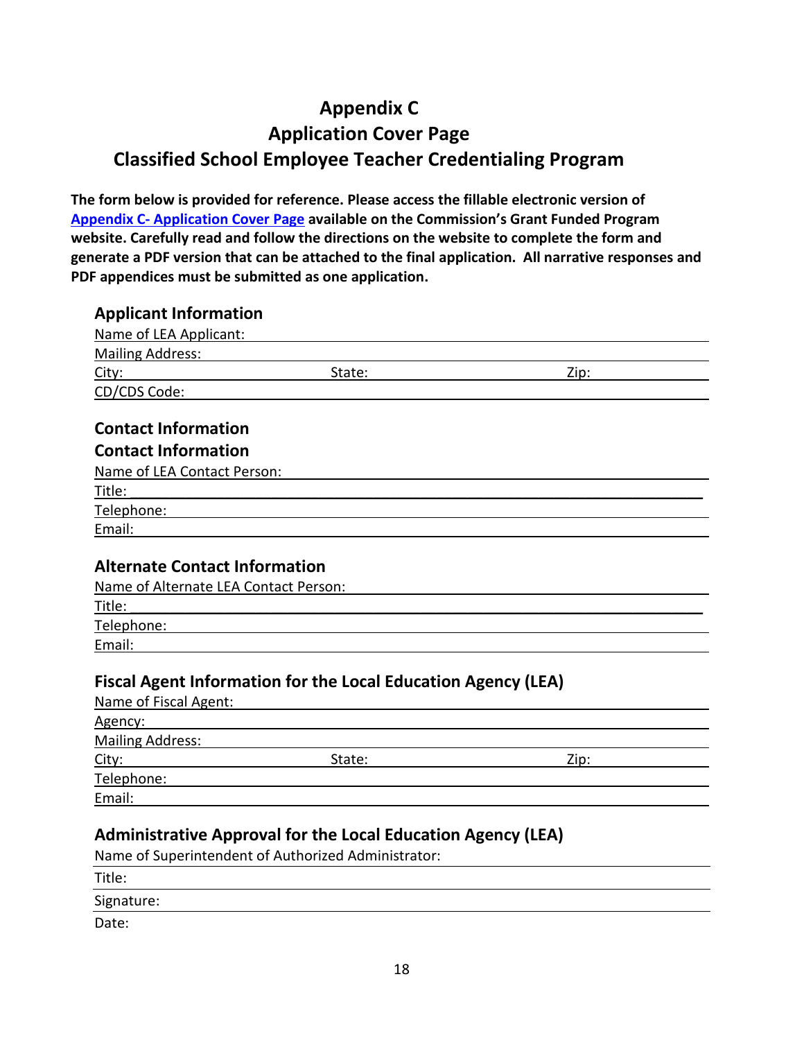# Appendix C
# Application Cover Page
# Classified School Employee Teacher Credentialing Program

**The form below is provided for reference. Please access the fillable electronic version of [Appendix C- Application Cover Page] available on the Commission's Grant Funded Program website. Carefully read and follow the directions on the website to complete the form and generate a PDF version that can be attached to the final application. All narrative responses and PDF appendices must be submitted as one application.**

## Applicant Information

Name of LEA Applicant:

Mailing Address:

City: State: Zip:

CD/CDS Code:

## Contact Information

## Contact Information

Name of LEA Contact Person:

Title:

Telephone:

Email:

## Alternate Contact Information

Name of Alternate LEA Contact Person:

Title:

Telephone:

Email:

## Fiscal Agent Information for the Local Education Agency (LEA)

Name of Fiscal Agent:

Agency:

Mailing Address:

City: State: Zip:

Telephone:

Email:

## Administrative Approval for the Local Education Agency (LEA)

Name of Superintendent of Authorized Administrator:

Title:

Signature:

Date: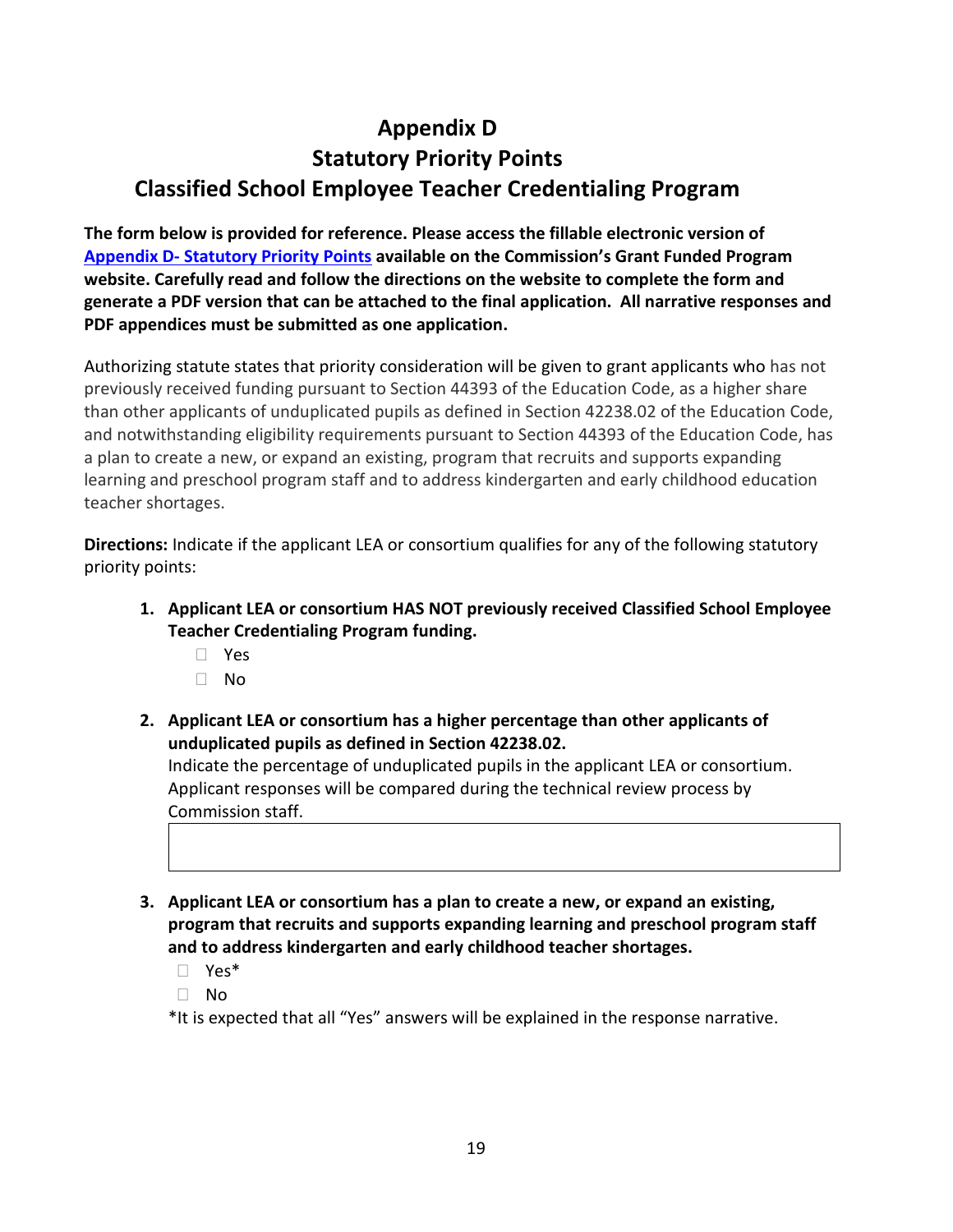# Appendix D
# Statutory Priority Points
# Classified School Employee Teacher Credentialing Program

**The form below is provided for reference. Please access the fillable electronic version of [Appendix D- Statutory Priority Points] available on the Commission's Grant Funded Program website. Carefully read and follow the directions on the website to complete the form and generate a PDF version that can be attached to the final application. All narrative responses and PDF appendices must be submitted as one application.**

Authorizing statute states that priority consideration will be given to grant applicants who has not previously received funding pursuant to Section 44393 of the Education Code, as a higher share than other applicants of unduplicated pupils as defined in Section 42238.02 of the Education Code, and notwithstanding eligibility requirements pursuant to Section 44393 of the Education Code, has a plan to create a new, or expand an existing, program that recruits and supports expanding learning and preschool program staff and to address kindergarten and early childhood education teacher shortages.

**Directions:** Indicate if the applicant LEA or consortium qualifies for any of the following statutory priority points:

1. **Applicant LEA or consortium HAS NOT previously received Classified School Employee Teacher Credentialing Program funding.**
   - ☐ Yes
   - ☐ No

2. **Applicant LEA or consortium has a higher percentage than other applicants of unduplicated pupils as defined in Section 42238.02.**
   Indicate the percentage of unduplicated pupils in the applicant LEA or consortium. Applicant responses will be compared during the technical review process by Commission staff.

   | |
   |---|
   | |

3. **Applicant LEA or consortium has a plan to create a new, or expand an existing, program that recruits and supports expanding learning and preschool program staff and to address kindergarten and early childhood teacher shortages.**
   - ☐ Yes*
   - ☐ No

   *It is expected that all "Yes" answers will be explained in the response narrative.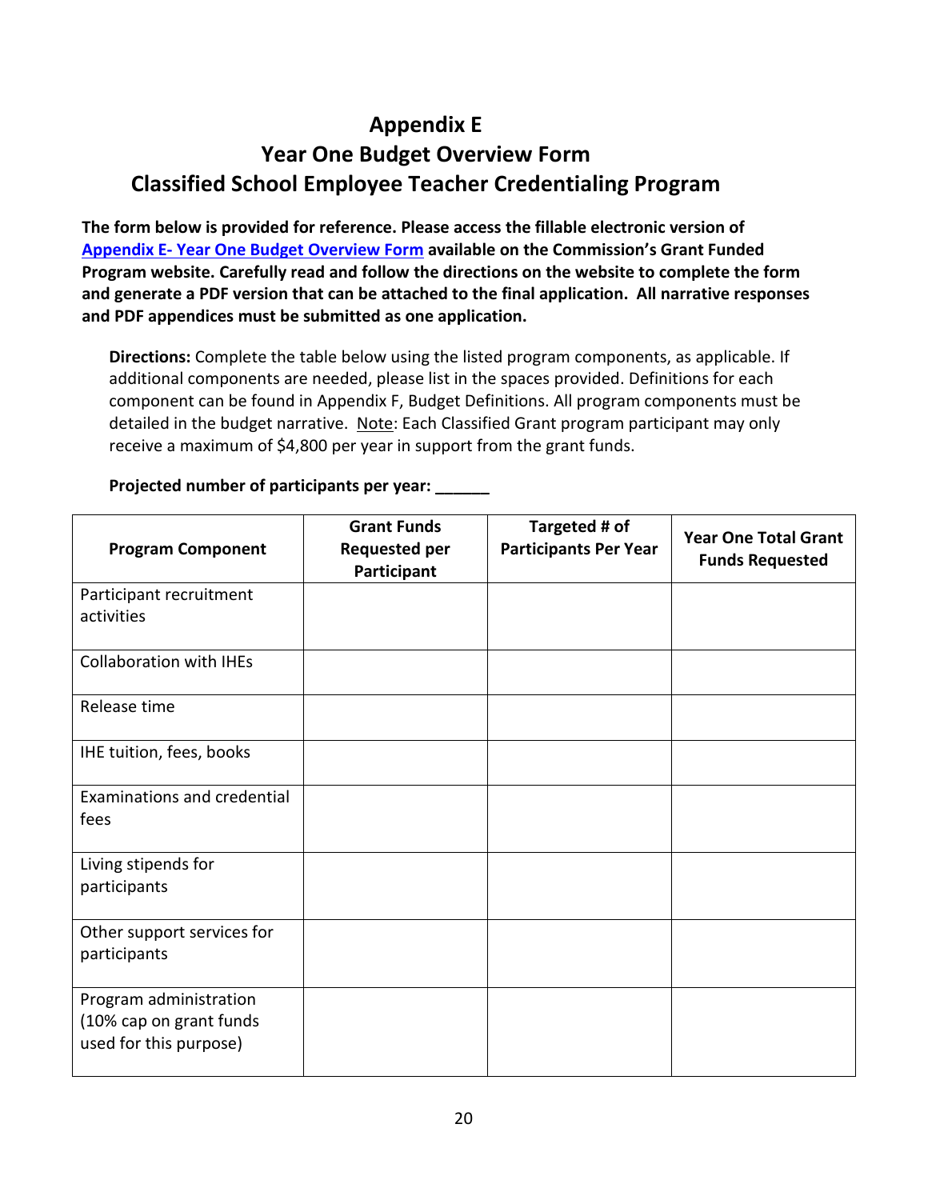# Appendix E
# Year One Budget Overview Form
# Classified School Employee Teacher Credentialing Program

**The form below is provided for reference. Please access the fillable electronic version of Appendix E- Year One Budget Overview Form available on the Commission's Grant Funded Program website. Carefully read and follow the directions on the website to complete the form and generate a PDF version that can be attached to the final application. All narrative responses and PDF appendices must be submitted as one application.**

**Directions:** Complete the table below using the listed program components, as applicable. If additional components are needed, please list in the spaces provided. Definitions for each component can be found in Appendix F, Budget Definitions. All program components must be detailed in the budget narrative. Note: Each Classified Grant program participant may only receive a maximum of $4,800 per year in support from the grant funds.

**Projected number of participants per year: ______**

| Program Component | Grant Funds Requested per Participant | Targeted # of Participants Per Year | Year One Total Grant Funds Requested |
|---|---|---|---|
| Participant recruitment activities | | | |
| Collaboration with IHEs | | | |
| Release time | | | |
| IHE tuition, fees, books | | | |
| Examinations and credential fees | | | |
| Living stipends for participants | | | |
| Other support services for participants | | | |
| Program administration (10% cap on grant funds used for this purpose) | | | |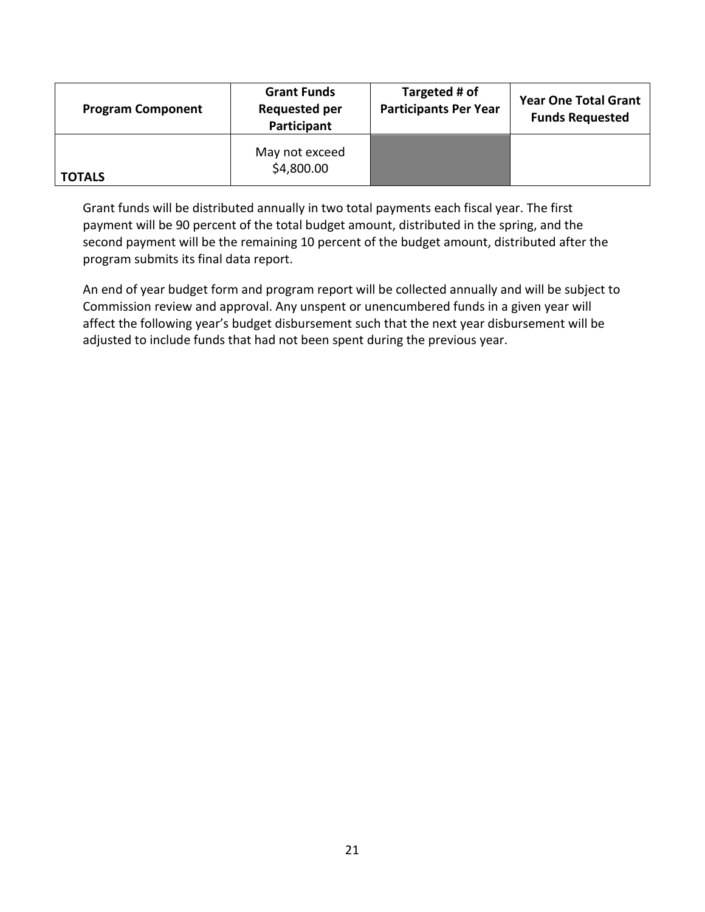| Program Component | Grant Funds Requested per Participant | Targeted # of Participants Per Year | Year One Total Grant Funds Requested |
|---|---|---|---|
| **TOTALS** | May not exceed $4,800.00 | | |

Grant funds will be distributed annually in two total payments each fiscal year. The first payment will be 90 percent of the total budget amount, distributed in the spring, and the second payment will be the remaining 10 percent of the budget amount, distributed after the program submits its final data report.

An end of year budget form and program report will be collected annually and will be subject to Commission review and approval. Any unspent or unencumbered funds in a given year will affect the following year's budget disbursement such that the next year disbursement will be adjusted to include funds that had not been spent during the previous year.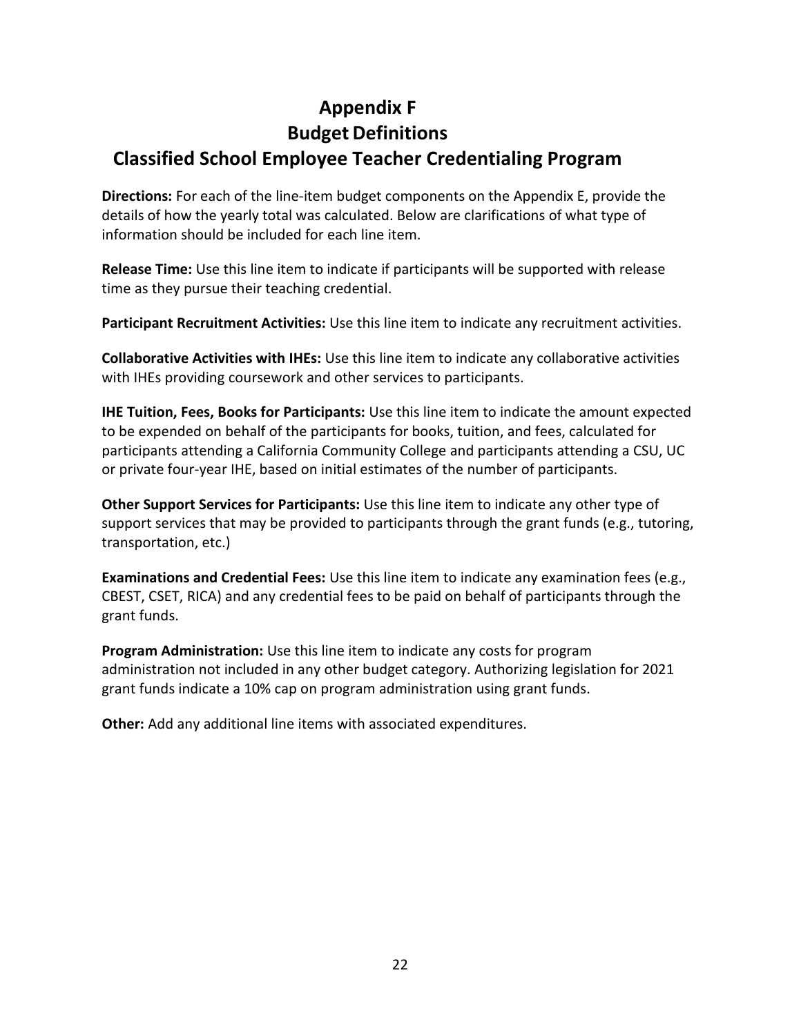# Appendix F
## Budget Definitions
## Classified School Employee Teacher Credentialing Program

**Directions:** For each of the line-item budget components on the Appendix E, provide the details of how the yearly total was calculated. Below are clarifications of what type of information should be included for each line item.

**Release Time:** Use this line item to indicate if participants will be supported with release time as they pursue their teaching credential.

**Participant Recruitment Activities:** Use this line item to indicate any recruitment activities.

**Collaborative Activities with IHEs:** Use this line item to indicate any collaborative activities with IHEs providing coursework and other services to participants.

**IHE Tuition, Fees, Books for Participants:** Use this line item to indicate the amount expected to be expended on behalf of the participants for books, tuition, and fees, calculated for participants attending a California Community College and participants attending a CSU, UC or private four-year IHE, based on initial estimates of the number of participants.

**Other Support Services for Participants:** Use this line item to indicate any other type of support services that may be provided to participants through the grant funds (e.g., tutoring, transportation, etc.)

**Examinations and Credential Fees:** Use this line item to indicate any examination fees (e.g., CBEST, CSET, RICA) and any credential fees to be paid on behalf of participants through the grant funds.

**Program Administration:** Use this line item to indicate any costs for program administration not included in any other budget category. Authorizing legislation for 2021 grant funds indicate a 10% cap on program administration using grant funds.

**Other:** Add any additional line items with associated expenditures.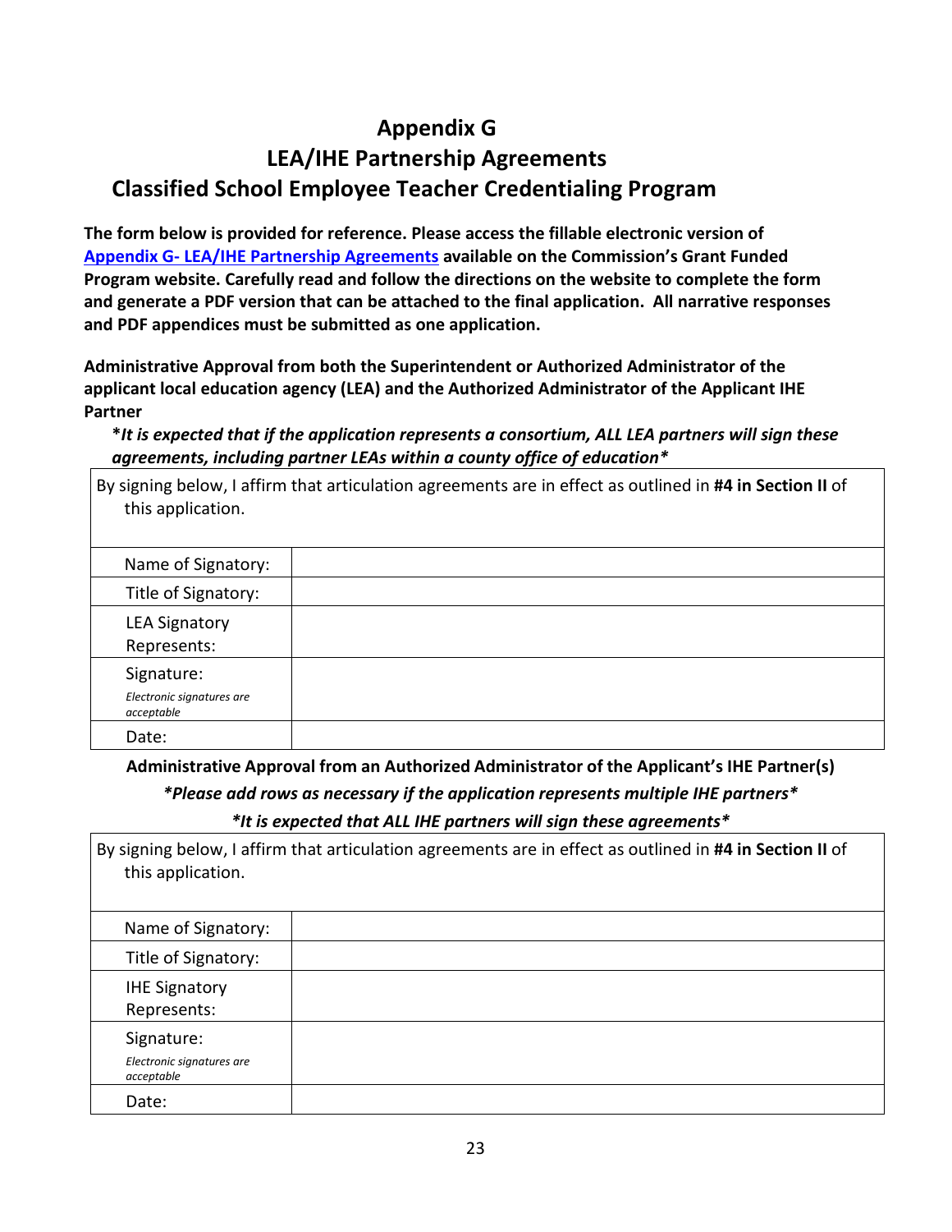# Appendix G
# LEA/IHE Partnership Agreements
# Classified School Employee Teacher Credentialing Program

**The form below is provided for reference. Please access the fillable electronic version of [Appendix G- LEA/IHE Partnership Agreements](#) available on the Commission's Grant Funded Program website. Carefully read and follow the directions on the website to complete the form and generate a PDF version that can be attached to the final application. All narrative responses and PDF appendices must be submitted as one application.**

**Administrative Approval from both the Superintendent or Authorized Administrator of the applicant local education agency (LEA) and the Authorized Administrator of the Applicant IHE Partner**

***It is expected that if the application represents a consortium, ALL LEA partners will sign these agreements, including partner LEAs within a county office of education***

| By signing below, I affirm that articulation agreements are in effect as outlined in **#4 in Section II** of this application. | |
|---|---|
| Name of Signatory: | |
| Title of Signatory: | |
| LEA Signatory Represents: | |
| Signature: *Electronic signatures are acceptable* | |
| Date: | |

**Administrative Approval from an Authorized Administrator of the Applicant's IHE Partner(s)**

***Please add rows as necessary if the application represents multiple IHE partners***

***It is expected that ALL IHE partners will sign these agreements***

| By signing below, I affirm that articulation agreements are in effect as outlined in **#4 in Section II** of this application. | |
|---|---|
| Name of Signatory: | |
| Title of Signatory: | |
| IHE Signatory Represents: | |
| Signature: *Electronic signatures are acceptable* | |
| Date: | |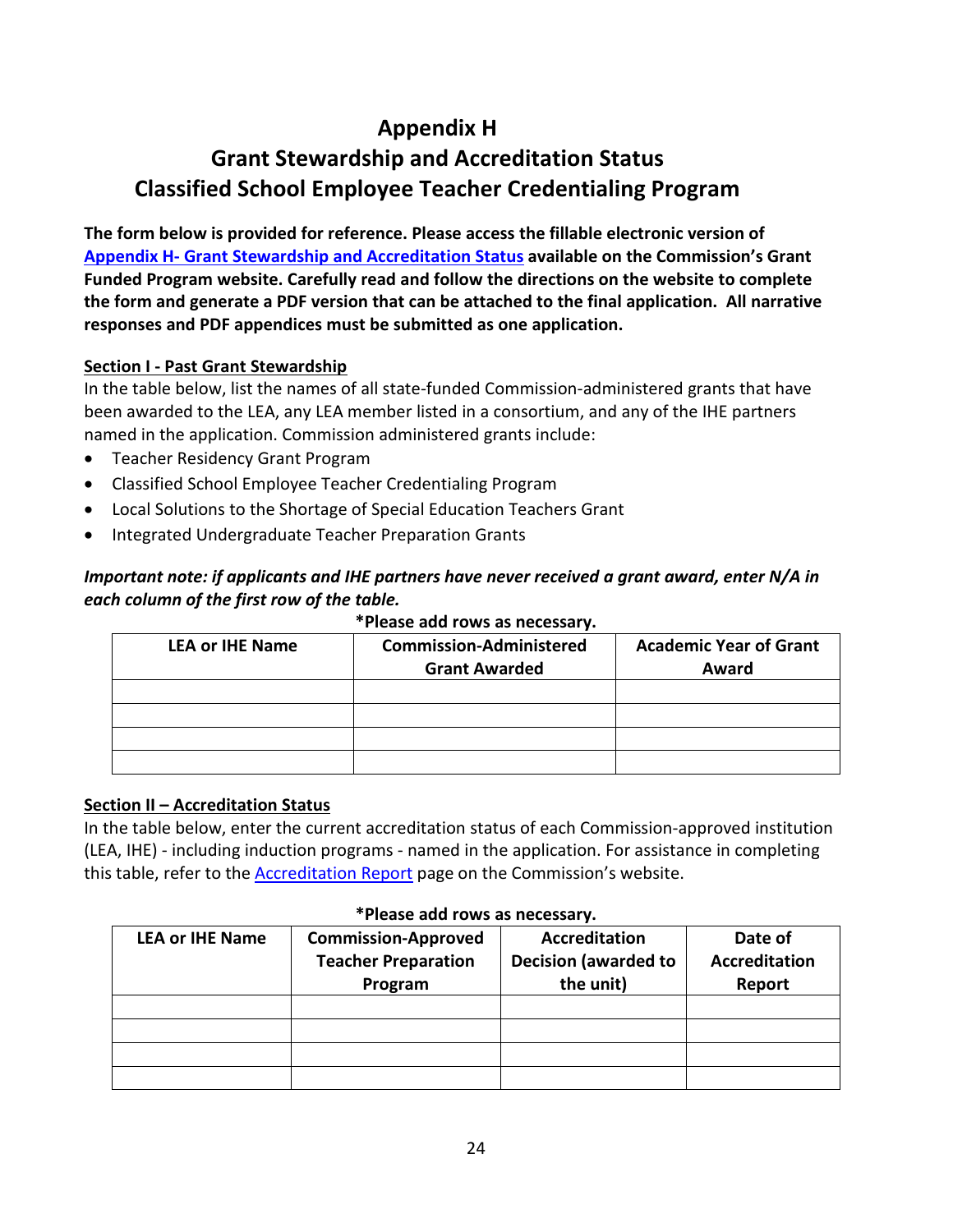# Appendix H
# Grant Stewardship and Accreditation Status
# Classified School Employee Teacher Credentialing Program

**The form below is provided for reference. Please access the fillable electronic version of [Appendix H- Grant Stewardship and Accreditation Status] available on the Commission's Grant Funded Program website. Carefully read and follow the directions on the website to complete the form and generate a PDF version that can be attached to the final application. All narrative responses and PDF appendices must be submitted as one application.**

## Section I - Past Grant Stewardship

In the table below, list the names of all state-funded Commission-administered grants that have been awarded to the LEA, any LEA member listed in a consortium, and any of the IHE partners named in the application. Commission administered grants include:

- Teacher Residency Grant Program
- Classified School Employee Teacher Credentialing Program
- Local Solutions to the Shortage of Special Education Teachers Grant
- Integrated Undergraduate Teacher Preparation Grants

***Important note: if applicants and IHE partners have never received a grant award, enter N/A in each column of the first row of the table.***

**\*Please add rows as necessary.**

| LEA or IHE Name | Commission-Administered Grant Awarded | Academic Year of Grant Award |
|---|---|---|
| | | |
| | | |
| | | |
| | | |

## Section II – Accreditation Status

In the table below, enter the current accreditation status of each Commission-approved institution (LEA, IHE) - including induction programs - named in the application. For assistance in completing this table, refer to the [Accreditation Report] page on the Commission's website.

**\*Please add rows as necessary.**

| LEA or IHE Name | Commission-Approved Teacher Preparation Program | Accreditation Decision (awarded to the unit) | Date of Accreditation Report |
|---|---|---|---|
| | | | |
| | | | |
| | | | |
| | | | |